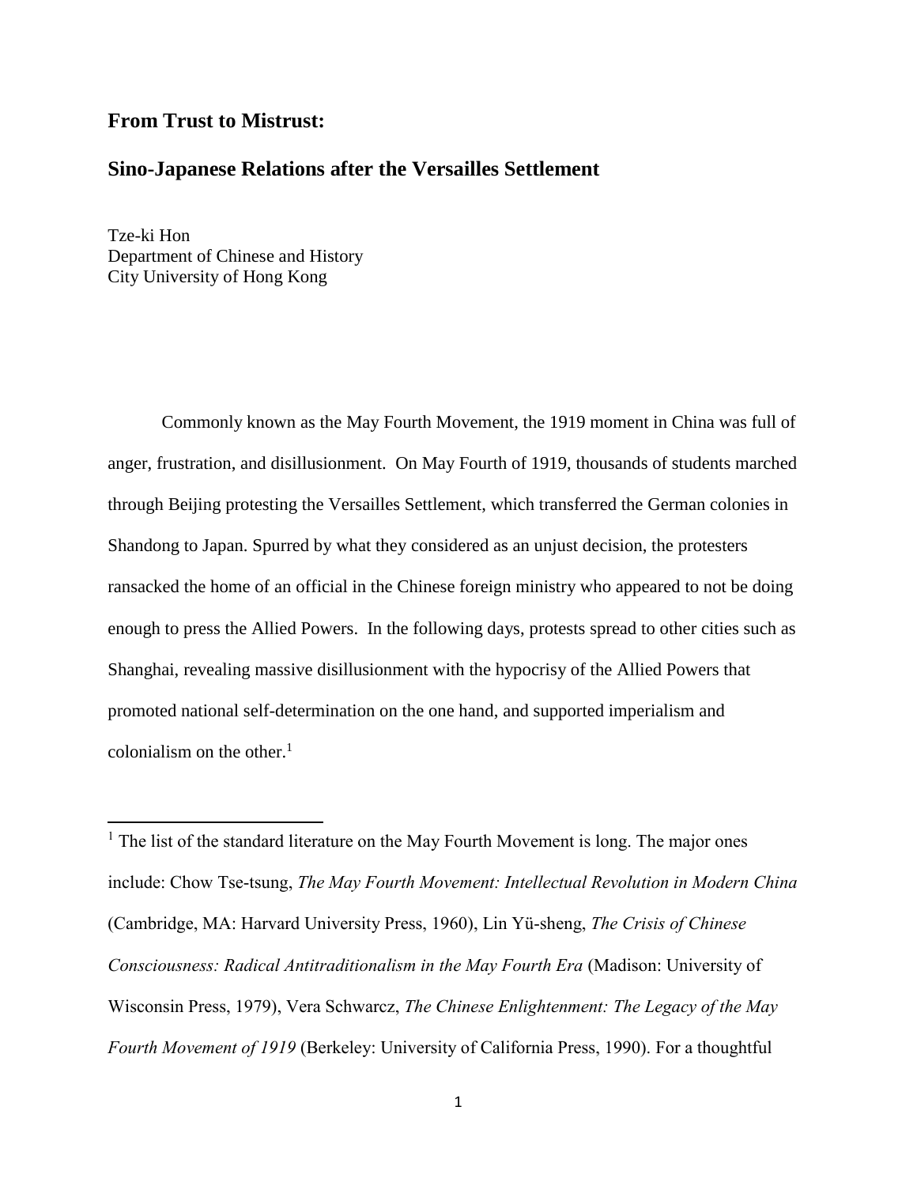# From Trust to Mistrust:

## Sino-Japanese Relations after the Versailles Settlement

Tze-ki Hon
Department of Chinese and History
City University of Hong Kong

Commonly known as the May Fourth Movement, the 1919 moment in China was full of anger, frustration, and disillusionment. On May Fourth of 1919, thousands of students marched through Beijing protesting the Versailles Settlement, which transferred the German colonies in Shandong to Japan. Spurred by what they considered as an unjust decision, the protesters ransacked the home of an official in the Chinese foreign ministry who appeared to not be doing enough to press the Allied Powers. In the following days, protests spread to other cities such as Shanghai, revealing massive disillusionment with the hypocrisy of the Allied Powers that promoted national self-determination on the one hand, and supported imperialism and colonialism on the other.[1]

---

[1] The list of the standard literature on the May Fourth Movement is long. The major ones include: Chow Tse-tsung, *The May Fourth Movement: Intellectual Revolution in Modern China* (Cambridge, MA: Harvard University Press, 1960), Lin Yü-sheng, *The Crisis of Chinese Consciousness: Radical Antitraditionalism in the May Fourth Era* (Madison: University of Wisconsin Press, 1979), Vera Schwarcz, *The Chinese Enlightenment: The Legacy of the May Fourth Movement of 1919* (Berkeley: University of California Press, 1990). For a thoughtful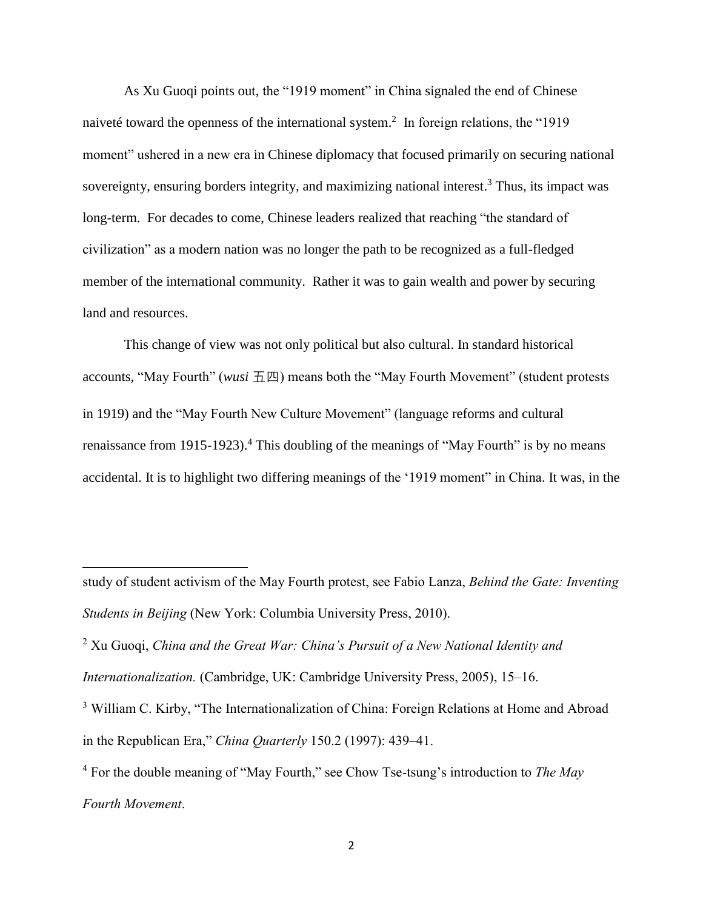As Xu Guoqi points out, the "1919 moment" in China signaled the end of Chinese naiveté toward the openness of the international system.[2] In foreign relations, the "1919 moment" ushered in a new era in Chinese diplomacy that focused primarily on securing national sovereignty, ensuring borders integrity, and maximizing national interest.[3] Thus, its impact was long-term. For decades to come, Chinese leaders realized that reaching "the standard of civilization" as a modern nation was no longer the path to be recognized as a full-fledged member of the international community. Rather it was to gain wealth and power by securing land and resources.

This change of view was not only political but also cultural. In standard historical accounts, "May Fourth" (*wusi* 五四) means both the "May Fourth Movement" (student protests in 1919) and the "May Fourth New Culture Movement" (language reforms and cultural renaissance from 1915-1923).[4] This doubling of the meanings of "May Fourth" is by no means accidental. It is to highlight two differing meanings of the '1919 moment" in China. It was, in the

---

study of student activism of the May Fourth protest, see Fabio Lanza, *Behind the Gate: Inventing Students in Beijing* (New York: Columbia University Press, 2010).

[2] Xu Guoqi, *China and the Great War: China's Pursuit of a New National Identity and Internationalization.* (Cambridge, UK: Cambridge University Press, 2005), 15–16.

[3] William C. Kirby, "The Internationalization of China: Foreign Relations at Home and Abroad in the Republican Era," *China Quarterly* 150.2 (1997): 439–41.

[4] For the double meaning of "May Fourth," see Chow Tse-tsung's introduction to *The May Fourth Movement*.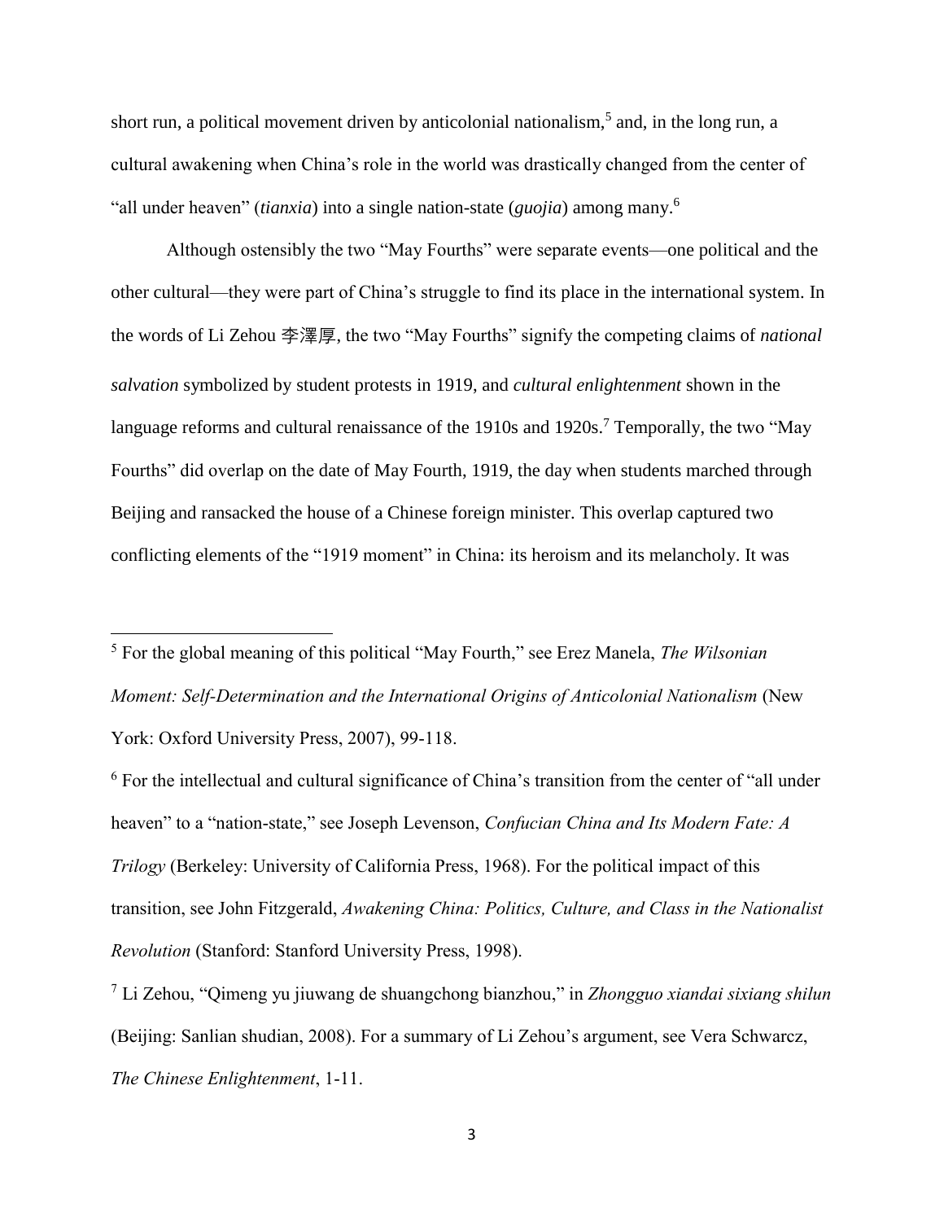short run, a political movement driven by anticolonial nationalism,[5] and, in the long run, a cultural awakening when China's role in the world was drastically changed from the center of "all under heaven" (*tianxia*) into a single nation-state (*guojia*) among many.[6]

Although ostensibly the two "May Fourths" were separate events—one political and the other cultural—they were part of China's struggle to find its place in the international system. In the words of Li Zehou 李澤厚, the two "May Fourths" signify the competing claims of *national salvation* symbolized by student protests in 1919, and *cultural enlightenment* shown in the language reforms and cultural renaissance of the 1910s and 1920s.[7] Temporally, the two "May Fourths" did overlap on the date of May Fourth, 1919, the day when students marched through Beijing and ransacked the house of a Chinese foreign minister. This overlap captured two conflicting elements of the "1919 moment" in China: its heroism and its melancholy. It was

---

[5] For the global meaning of this political "May Fourth," see Erez Manela, *The Wilsonian Moment: Self-Determination and the International Origins of Anticolonial Nationalism* (New York: Oxford University Press, 2007), 99-118.

[6] For the intellectual and cultural significance of China's transition from the center of "all under heaven" to a "nation-state," see Joseph Levenson, *Confucian China and Its Modern Fate: A Trilogy* (Berkeley: University of California Press, 1968). For the political impact of this transition, see John Fitzgerald, *Awakening China: Politics, Culture, and Class in the Nationalist Revolution* (Stanford: Stanford University Press, 1998).

[7] Li Zehou, "Qimeng yu jiuwang de shuangchong bianzhou," in *Zhongguo xiandai sixiang shilun* (Beijing: Sanlian shudian, 2008). For a summary of Li Zehou's argument, see Vera Schwarcz, *The Chinese Enlightenment*, 1-11.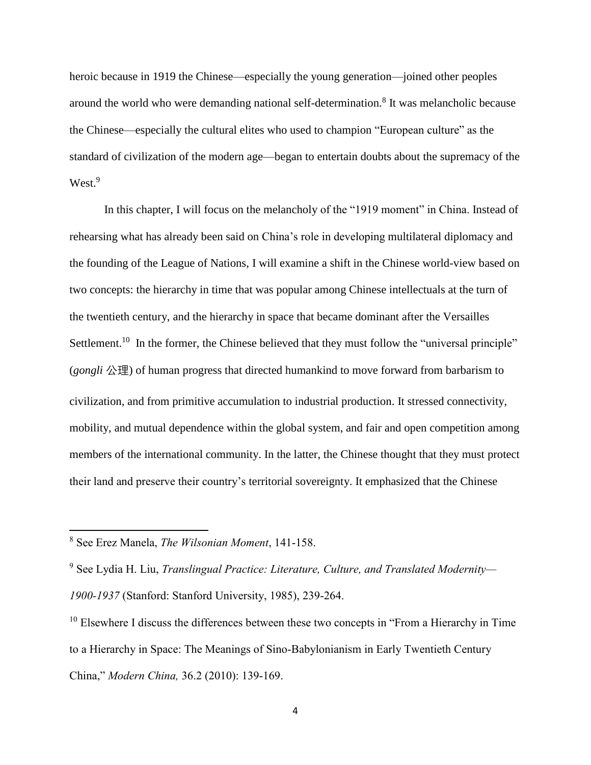heroic because in 1919 the Chinese—especially the young generation—joined other peoples around the world who were demanding national self-determination.[8] It was melancholic because the Chinese—especially the cultural elites who used to champion "European culture" as the standard of civilization of the modern age—began to entertain doubts about the supremacy of the West.[9]

In this chapter, I will focus on the melancholy of the "1919 moment" in China. Instead of rehearsing what has already been said on China's role in developing multilateral diplomacy and the founding of the League of Nations, I will examine a shift in the Chinese world-view based on two concepts: the hierarchy in time that was popular among Chinese intellectuals at the turn of the twentieth century, and the hierarchy in space that became dominant after the Versailles Settlement.[10] In the former, the Chinese believed that they must follow the "universal principle" (*gongli* 公理) of human progress that directed humankind to move forward from barbarism to civilization, and from primitive accumulation to industrial production. It stressed connectivity, mobility, and mutual dependence within the global system, and fair and open competition among members of the international community. In the latter, the Chinese thought that they must protect their land and preserve their country's territorial sovereignty. It emphasized that the Chinese

---

[8] See Erez Manela, *The Wilsonian Moment*, 141-158.

[9] See Lydia H. Liu, *Translingual Practice: Literature, Culture, and Translated Modernity—1900-1937* (Stanford: Stanford University, 1985), 239-264.

[10] Elsewhere I discuss the differences between these two concepts in "From a Hierarchy in Time to a Hierarchy in Space: The Meanings of Sino-Babylonianism in Early Twentieth Century China," *Modern China,* 36.2 (2010): 139-169.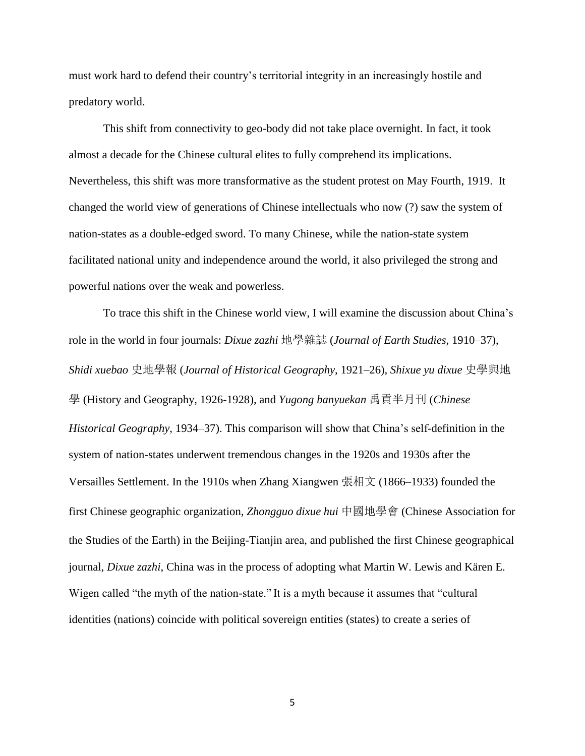must work hard to defend their country's territorial integrity in an increasingly hostile and predatory world.

This shift from connectivity to geo-body did not take place overnight. In fact, it took almost a decade for the Chinese cultural elites to fully comprehend its implications. Nevertheless, this shift was more transformative as the student protest on May Fourth, 1919. It changed the world view of generations of Chinese intellectuals who now (?) saw the system of nation-states as a double-edged sword. To many Chinese, while the nation-state system facilitated national unity and independence around the world, it also privileged the strong and powerful nations over the weak and powerless.

To trace this shift in the Chinese world view, I will examine the discussion about China's role in the world in four journals: *Dixue zazhi* 地學雜誌 (*Journal of Earth Studies*, 1910–37), *Shidi xuebao* 史地學報 (*Journal of Historical Geography*, 1921–26), *Shixue yu dixue* 史學與地學 (History and Geography, 1926-1928), and *Yugong banyuekan* 禹貢半月刊 (*Chinese Historical Geography*, 1934–37). This comparison will show that China's self-definition in the system of nation-states underwent tremendous changes in the 1920s and 1930s after the Versailles Settlement. In the 1910s when Zhang Xiangwen 張相文 (1866–1933) founded the first Chinese geographic organization, *Zhongguo dixue hui* 中國地學會 (Chinese Association for the Studies of the Earth) in the Beijing-Tianjin area, and published the first Chinese geographical journal, *Dixue zazhi*, China was in the process of adopting what Martin W. Lewis and Kären E. Wigen called "the myth of the nation-state." It is a myth because it assumes that "cultural identities (nations) coincide with political sovereign entities (states) to create a series of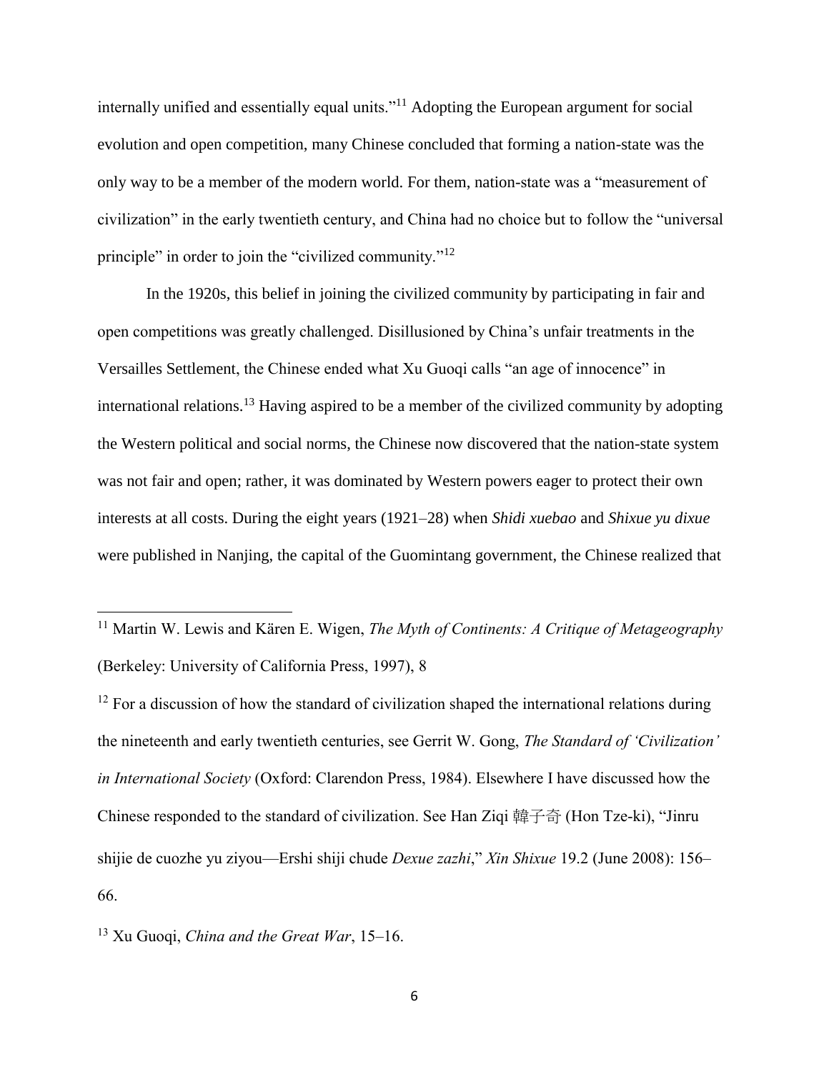internally unified and essentially equal units."[11] Adopting the European argument for social evolution and open competition, many Chinese concluded that forming a nation-state was the only way to be a member of the modern world. For them, nation-state was a "measurement of civilization" in the early twentieth century, and China had no choice but to follow the "universal principle" in order to join the "civilized community."[12]

In the 1920s, this belief in joining the civilized community by participating in fair and open competitions was greatly challenged. Disillusioned by China's unfair treatments in the Versailles Settlement, the Chinese ended what Xu Guoqi calls "an age of innocence" in international relations.[13] Having aspired to be a member of the civilized community by adopting the Western political and social norms, the Chinese now discovered that the nation-state system was not fair and open; rather, it was dominated by Western powers eager to protect their own interests at all costs. During the eight years (1921–28) when *Shidi xuebao* and *Shixue yu dixue* were published in Nanjing, the capital of the Guomintang government, the Chinese realized that

---

[11] Martin W. Lewis and Kären E. Wigen, *The Myth of Continents: A Critique of Metageography* (Berkeley: University of California Press, 1997), 8

[12] For a discussion of how the standard of civilization shaped the international relations during the nineteenth and early twentieth centuries, see Gerrit W. Gong, *The Standard of 'Civilization' in International Society* (Oxford: Clarendon Press, 1984). Elsewhere I have discussed how the Chinese responded to the standard of civilization. See Han Ziqi 韓子奇 (Hon Tze-ki), "Jinru shijie de cuozhe yu ziyou—Ershi shiji chude *Dexue zazhi*," *Xin Shixue* 19.2 (June 2008): 156–66.

[13] Xu Guoqi, *China and the Great War*, 15–16.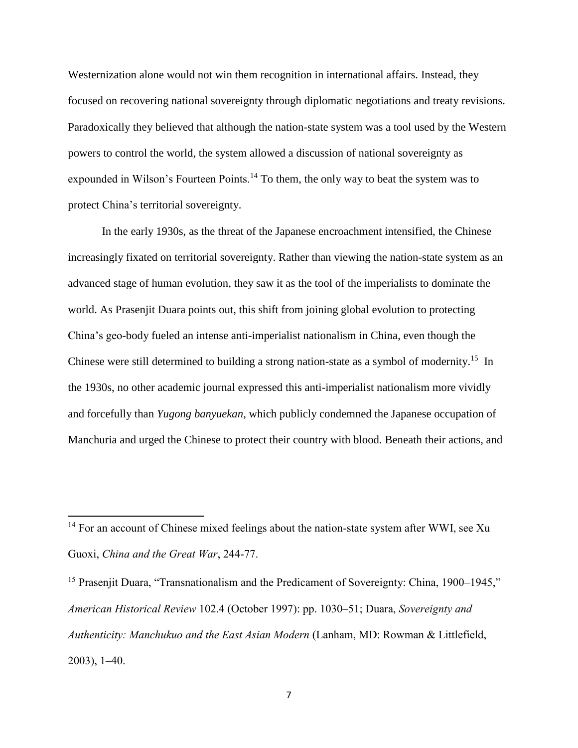Westernization alone would not win them recognition in international affairs. Instead, they focused on recovering national sovereignty through diplomatic negotiations and treaty revisions. Paradoxically they believed that although the nation-state system was a tool used by the Western powers to control the world, the system allowed a discussion of national sovereignty as expounded in Wilson's Fourteen Points.[14] To them, the only way to beat the system was to protect China's territorial sovereignty.

In the early 1930s, as the threat of the Japanese encroachment intensified, the Chinese increasingly fixated on territorial sovereignty. Rather than viewing the nation-state system as an advanced stage of human evolution, they saw it as the tool of the imperialists to dominate the world. As Prasenjit Duara points out, this shift from joining global evolution to protecting China's geo-body fueled an intense anti-imperialist nationalism in China, even though the Chinese were still determined to building a strong nation-state as a symbol of modernity.[15] In the 1930s, no other academic journal expressed this anti-imperialist nationalism more vividly and forcefully than *Yugong banyuekan*, which publicly condemned the Japanese occupation of Manchuria and urged the Chinese to protect their country with blood. Beneath their actions, and

---

[14] For an account of Chinese mixed feelings about the nation-state system after WWI, see Xu Guoxi, *China and the Great War*, 244-77.

[15] Prasenjit Duara, "Transnationalism and the Predicament of Sovereignty: China, 1900–1945," *American Historical Review* 102.4 (October 1997): pp. 1030–51; Duara, *Sovereignty and Authenticity: Manchukuo and the East Asian Modern* (Lanham, MD: Rowman & Littlefield, 2003), 1–40.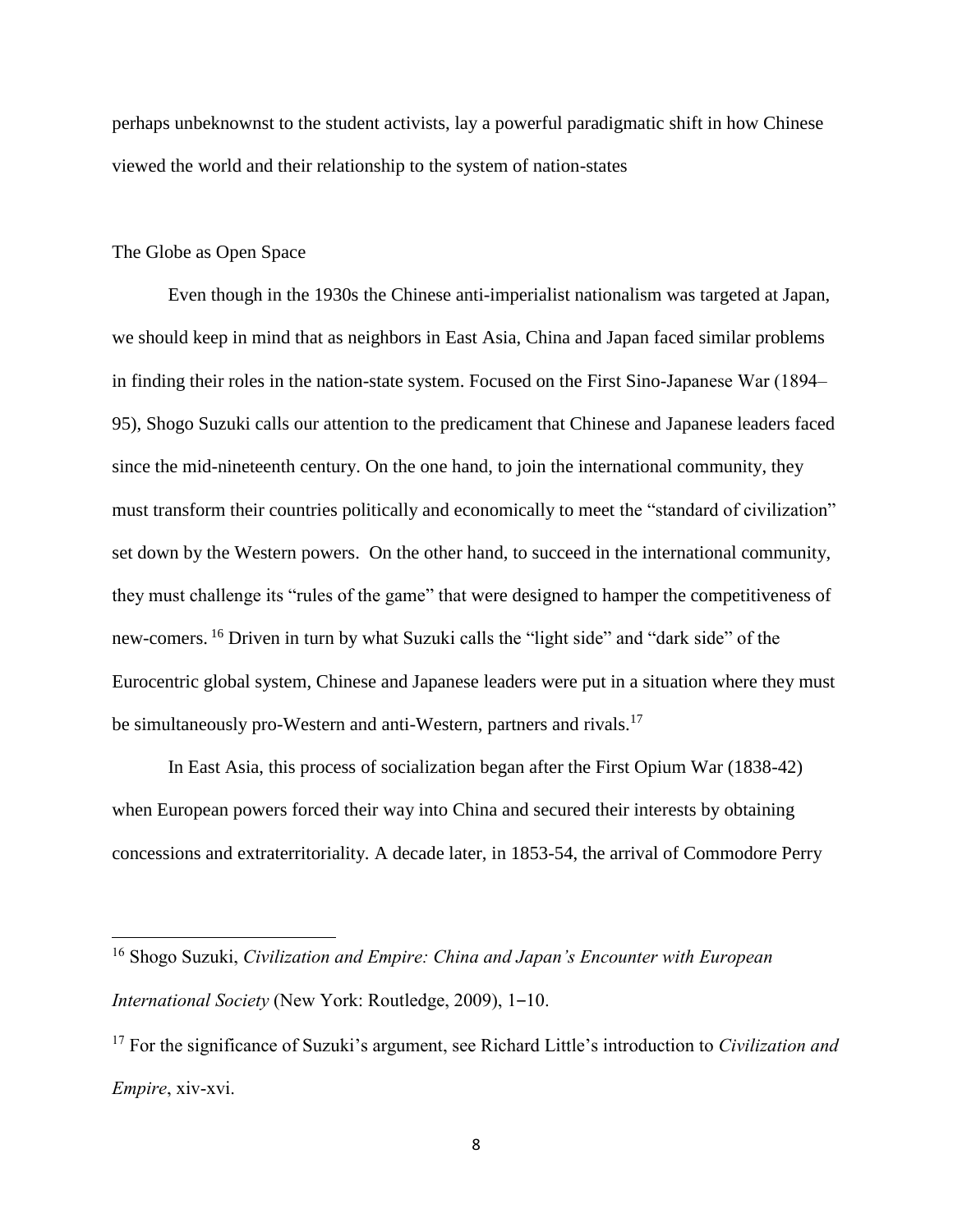perhaps unbeknownst to the student activists, lay a powerful paradigmatic shift in how Chinese viewed the world and their relationship to the system of nation-states

## The Globe as Open Space

Even though in the 1930s the Chinese anti-imperialist nationalism was targeted at Japan, we should keep in mind that as neighbors in East Asia, China and Japan faced similar problems in finding their roles in the nation-state system. Focused on the First Sino-Japanese War (1894–95), Shogo Suzuki calls our attention to the predicament that Chinese and Japanese leaders faced since the mid-nineteenth century. On the one hand, to join the international community, they must transform their countries politically and economically to meet the "standard of civilization" set down by the Western powers. On the other hand, to succeed in the international community, they must challenge its "rules of the game" that were designed to hamper the competitiveness of new-comers.[16] Driven in turn by what Suzuki calls the "light side" and "dark side" of the Eurocentric global system, Chinese and Japanese leaders were put in a situation where they must be simultaneously pro-Western and anti-Western, partners and rivals.[17]

In East Asia, this process of socialization began after the First Opium War (1838-42) when European powers forced their way into China and secured their interests by obtaining concessions and extraterritoriality. A decade later, in 1853-54, the arrival of Commodore Perry

---

[16] Shogo Suzuki, *Civilization and Empire: China and Japan's Encounter with European International Society* (New York: Routledge, 2009), 1–10.

[17] For the significance of Suzuki's argument, see Richard Little's introduction to *Civilization and Empire*, xiv-xvi.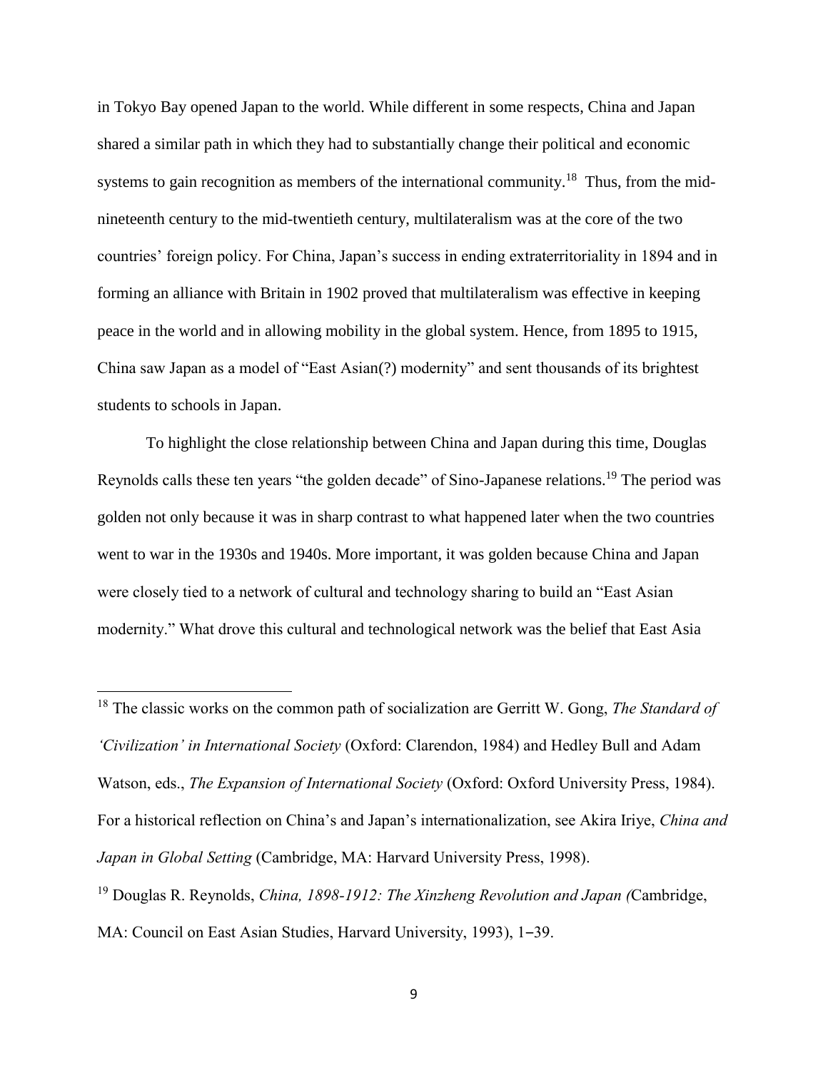in Tokyo Bay opened Japan to the world. While different in some respects, China and Japan shared a similar path in which they had to substantially change their political and economic systems to gain recognition as members of the international community.[18] Thus, from the mid-nineteenth century to the mid-twentieth century, multilateralism was at the core of the two countries' foreign policy. For China, Japan's success in ending extraterritoriality in 1894 and in forming an alliance with Britain in 1902 proved that multilateralism was effective in keeping peace in the world and in allowing mobility in the global system. Hence, from 1895 to 1915, China saw Japan as a model of "East Asian(?) modernity" and sent thousands of its brightest students to schools in Japan.

To highlight the close relationship between China and Japan during this time, Douglas Reynolds calls these ten years "the golden decade" of Sino-Japanese relations.[19] The period was golden not only because it was in sharp contrast to what happened later when the two countries went to war in the 1930s and 1940s. More important, it was golden because China and Japan were closely tied to a network of cultural and technology sharing to build an "East Asian modernity." What drove this cultural and technological network was the belief that East Asia

---

[18] The classic works on the common path of socialization are Gerritt W. Gong, *The Standard of 'Civilization' in International Society* (Oxford: Clarendon, 1984) and Hedley Bull and Adam Watson, eds., *The Expansion of International Society* (Oxford: Oxford University Press, 1984). For a historical reflection on China's and Japan's internationalization, see Akira Iriye, *China and Japan in Global Setting* (Cambridge, MA: Harvard University Press, 1998).

[19] Douglas R. Reynolds, *China, 1898-1912: The Xinzheng Revolution and Japan (*Cambridge, MA: Council on East Asian Studies, Harvard University, 1993), 1–39.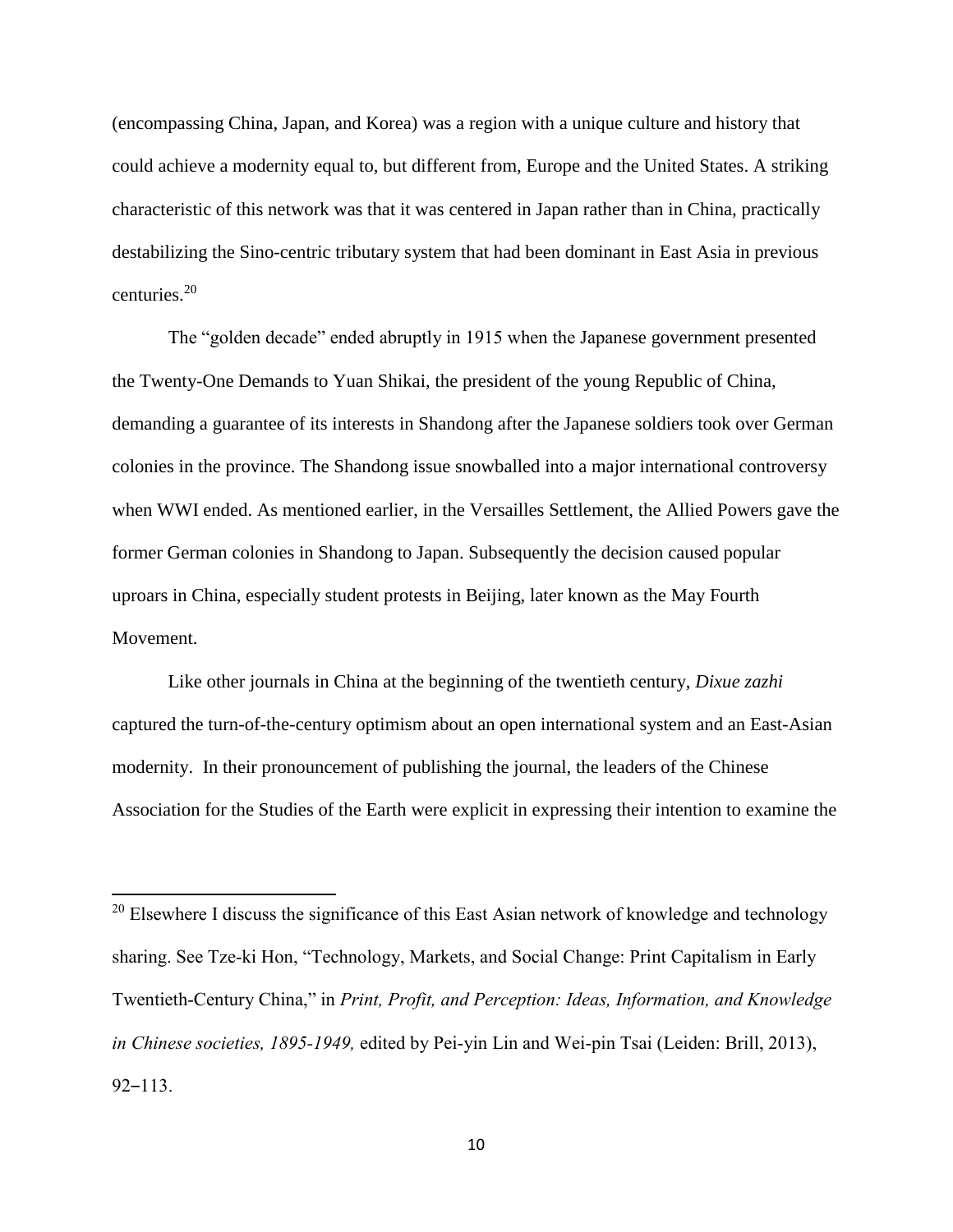(encompassing China, Japan, and Korea) was a region with a unique culture and history that could achieve a modernity equal to, but different from, Europe and the United States. A striking characteristic of this network was that it was centered in Japan rather than in China, practically destabilizing the Sino-centric tributary system that had been dominant in East Asia in previous centuries.[20]

The "golden decade" ended abruptly in 1915 when the Japanese government presented the Twenty-One Demands to Yuan Shikai, the president of the young Republic of China, demanding a guarantee of its interests in Shandong after the Japanese soldiers took over German colonies in the province. The Shandong issue snowballed into a major international controversy when WWI ended. As mentioned earlier, in the Versailles Settlement, the Allied Powers gave the former German colonies in Shandong to Japan. Subsequently the decision caused popular uproars in China, especially student protests in Beijing, later known as the May Fourth Movement.

Like other journals in China at the beginning of the twentieth century, *Dixue zazhi* captured the turn-of-the-century optimism about an open international system and an East-Asian modernity. In their pronouncement of publishing the journal, the leaders of the Chinese Association for the Studies of the Earth were explicit in expressing their intention to examine the

---

[20] Elsewhere I discuss the significance of this East Asian network of knowledge and technology sharing. See Tze-ki Hon, "Technology, Markets, and Social Change: Print Capitalism in Early Twentieth-Century China," in *Print, Profit, and Perception: Ideas, Information, and Knowledge in Chinese societies, 1895-1949,* edited by Pei-yin Lin and Wei-pin Tsai (Leiden: Brill, 2013), 92–113.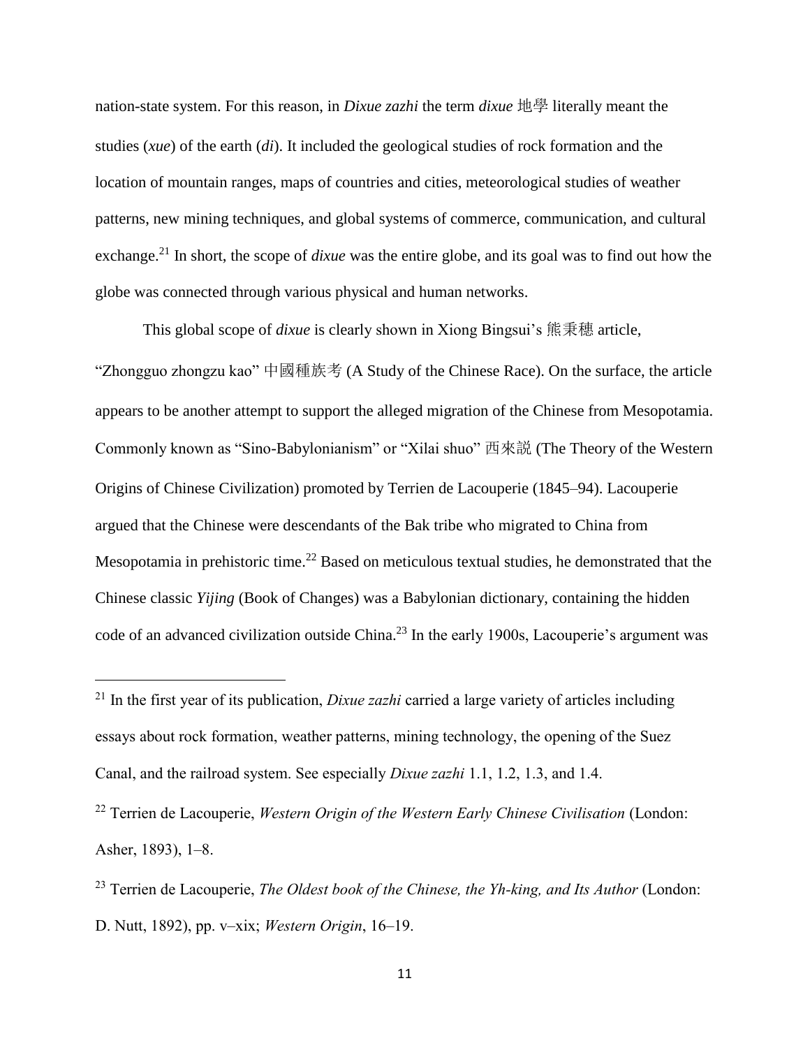nation-state system. For this reason, in *Dixue zazhi* the term *dixue* 地學 literally meant the studies (*xue*) of the earth (*di*). It included the geological studies of rock formation and the location of mountain ranges, maps of countries and cities, meteorological studies of weather patterns, new mining techniques, and global systems of commerce, communication, and cultural exchange.[21] In short, the scope of *dixue* was the entire globe, and its goal was to find out how the globe was connected through various physical and human networks.

This global scope of *dixue* is clearly shown in Xiong Bingsui's 熊秉穗 article, "Zhongguo zhongzu kao" 中國種族考 (A Study of the Chinese Race). On the surface, the article appears to be another attempt to support the alleged migration of the Chinese from Mesopotamia. Commonly known as "Sino-Babylonianism" or "Xilai shuo" 西來說 (The Theory of the Western Origins of Chinese Civilization) promoted by Terrien de Lacouperie (1845–94). Lacouperie argued that the Chinese were descendants of the Bak tribe who migrated to China from Mesopotamia in prehistoric time.[22] Based on meticulous textual studies, he demonstrated that the Chinese classic *Yijing* (Book of Changes) was a Babylonian dictionary, containing the hidden code of an advanced civilization outside China.[23] In the early 1900s, Lacouperie's argument was

---

[21] In the first year of its publication, *Dixue zazhi* carried a large variety of articles including essays about rock formation, weather patterns, mining technology, the opening of the Suez Canal, and the railroad system. See especially *Dixue zazhi* 1.1, 1.2, 1.3, and 1.4.

[22] Terrien de Lacouperie, *Western Origin of the Western Early Chinese Civilisation* (London: Asher, 1893), 1–8.

[23] Terrien de Lacouperie, *The Oldest book of the Chinese, the Yh-king, and Its Author* (London: D. Nutt, 1892), pp. v–xix; *Western Origin*, 16–19.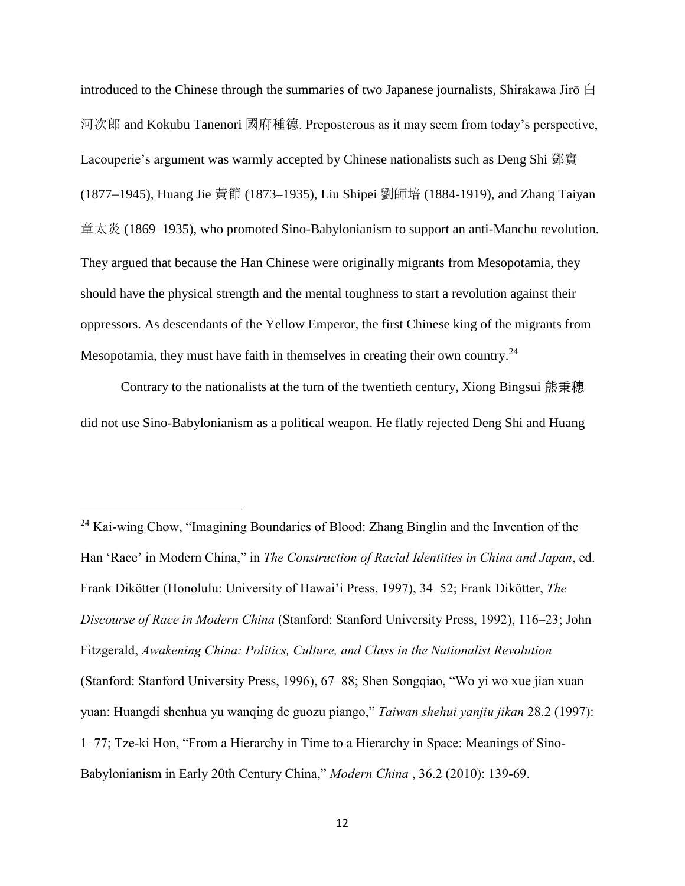introduced to the Chinese through the summaries of two Japanese journalists, Shirakawa Jirō 白河次郎 and Kokubu Tanenori 國府種德. Preposterous as it may seem from today's perspective, Lacouperie's argument was warmly accepted by Chinese nationalists such as Deng Shi 鄧實 (1877–1945), Huang Jie 黃節 (1873–1935), Liu Shipei 劉師培 (1884-1919), and Zhang Taiyan 章太炎 (1869–1935), who promoted Sino-Babylonianism to support an anti-Manchu revolution. They argued that because the Han Chinese were originally migrants from Mesopotamia, they should have the physical strength and the mental toughness to start a revolution against their oppressors. As descendants of the Yellow Emperor, the first Chinese king of the migrants from Mesopotamia, they must have faith in themselves in creating their own country.[24]

Contrary to the nationalists at the turn of the twentieth century, Xiong Bingsui 熊秉穗 did not use Sino-Babylonianism as a political weapon. He flatly rejected Deng Shi and Huang

---

[24] Kai-wing Chow, "Imagining Boundaries of Blood: Zhang Binglin and the Invention of the Han 'Race' in Modern China," in *The Construction of Racial Identities in China and Japan*, ed. Frank Dikötter (Honolulu: University of Hawai'i Press, 1997), 34–52; Frank Dikötter, *The Discourse of Race in Modern China* (Stanford: Stanford University Press, 1992), 116–23; John Fitzgerald, *Awakening China: Politics, Culture, and Class in the Nationalist Revolution* (Stanford: Stanford University Press, 1996), 67–88; Shen Songqiao, "Wo yi wo xue jian xuan yuan: Huangdi shenhua yu wanqing de guozu piango," *Taiwan shehui yanjiu jikan* 28.2 (1997): 1–77; Tze-ki Hon, "From a Hierarchy in Time to a Hierarchy in Space: Meanings of Sino-Babylonianism in Early 20th Century China," *Modern China* , 36.2 (2010): 139-69.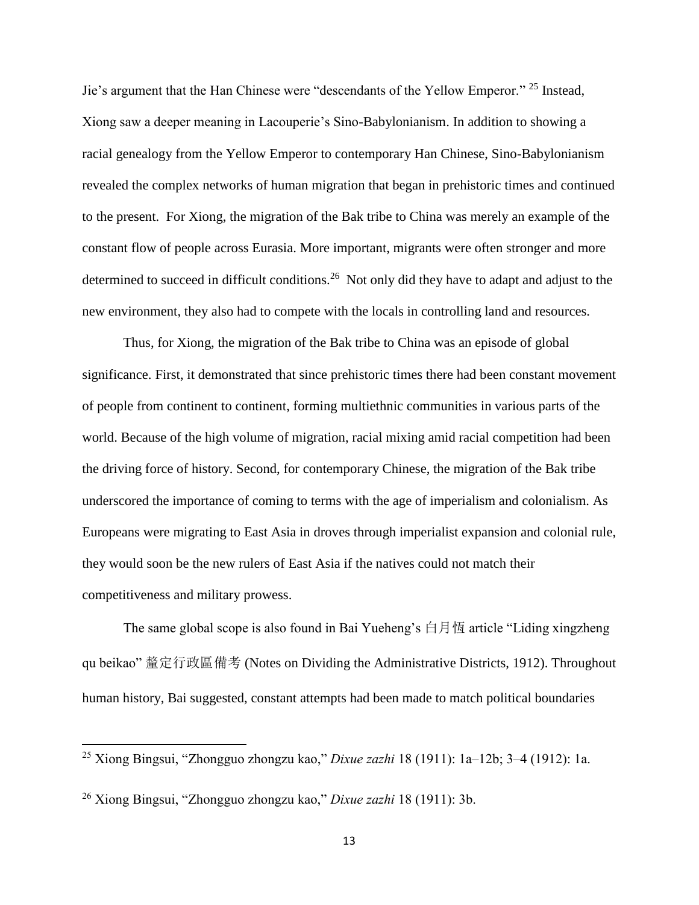Jie's argument that the Han Chinese were "descendants of the Yellow Emperor." [25] Instead, Xiong saw a deeper meaning in Lacouperie's Sino-Babylonianism. In addition to showing a racial genealogy from the Yellow Emperor to contemporary Han Chinese, Sino-Babylonianism revealed the complex networks of human migration that began in prehistoric times and continued to the present. For Xiong, the migration of the Bak tribe to China was merely an example of the constant flow of people across Eurasia. More important, migrants were often stronger and more determined to succeed in difficult conditions.[26] Not only did they have to adapt and adjust to the new environment, they also had to compete with the locals in controlling land and resources.

Thus, for Xiong, the migration of the Bak tribe to China was an episode of global significance. First, it demonstrated that since prehistoric times there had been constant movement of people from continent to continent, forming multiethnic communities in various parts of the world. Because of the high volume of migration, racial mixing amid racial competition had been the driving force of history. Second, for contemporary Chinese, the migration of the Bak tribe underscored the importance of coming to terms with the age of imperialism and colonialism. As Europeans were migrating to East Asia in droves through imperialist expansion and colonial rule, they would soon be the new rulers of East Asia if the natives could not match their competitiveness and military prowess.

The same global scope is also found in Bai Yueheng's 白月恆 article "Liding xingzheng qu beikao" 釐定行政區備考 (Notes on Dividing the Administrative Districts, 1912). Throughout human history, Bai suggested, constant attempts had been made to match political boundaries

[25] Xiong Bingsui, "Zhongguo zhongzu kao," *Dixue zazhi* 18 (1911): 1a–12b; 3–4 (1912): 1a.

[26] Xiong Bingsui, "Zhongguo zhongzu kao," *Dixue zazhi* 18 (1911): 3b.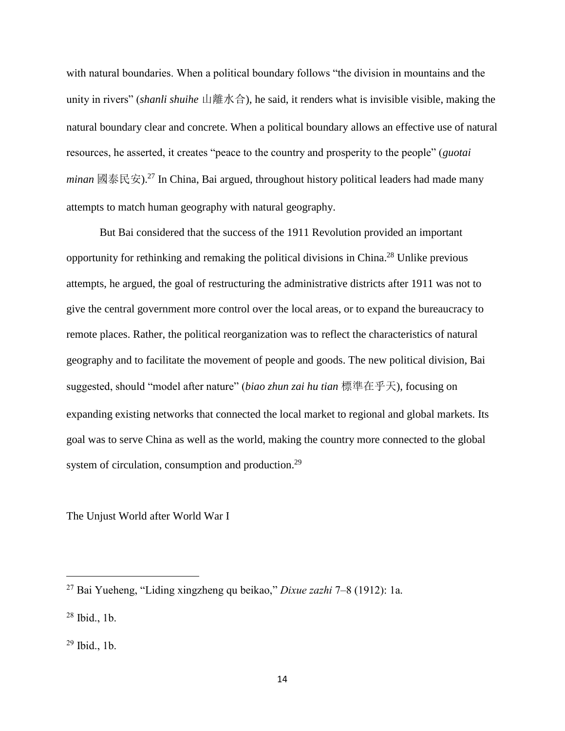with natural boundaries. When a political boundary follows "the division in mountains and the unity in rivers" (*shanli shuihe* 山離水合), he said, it renders what is invisible visible, making the natural boundary clear and concrete. When a political boundary allows an effective use of natural resources, he asserted, it creates "peace to the country and prosperity to the people" (*guotai minan* 國泰民安).[27] In China, Bai argued, throughout history political leaders had made many attempts to match human geography with natural geography.

But Bai considered that the success of the 1911 Revolution provided an important opportunity for rethinking and remaking the political divisions in China.[28] Unlike previous attempts, he argued, the goal of restructuring the administrative districts after 1911 was not to give the central government more control over the local areas, or to expand the bureaucracy to remote places. Rather, the political reorganization was to reflect the characteristics of natural geography and to facilitate the movement of people and goods. The new political division, Bai suggested, should "model after nature" (*biao zhun zai hu tian* 標準在乎天), focusing on expanding existing networks that connected the local market to regional and global markets. Its goal was to serve China as well as the world, making the country more connected to the global system of circulation, consumption and production.[29]

## The Unjust World after World War I

---

[27] Bai Yueheng, "Liding xingzheng qu beikao," *Dixue zazhi* 7–8 (1912): 1a.

[28] Ibid., 1b.

[29] Ibid., 1b.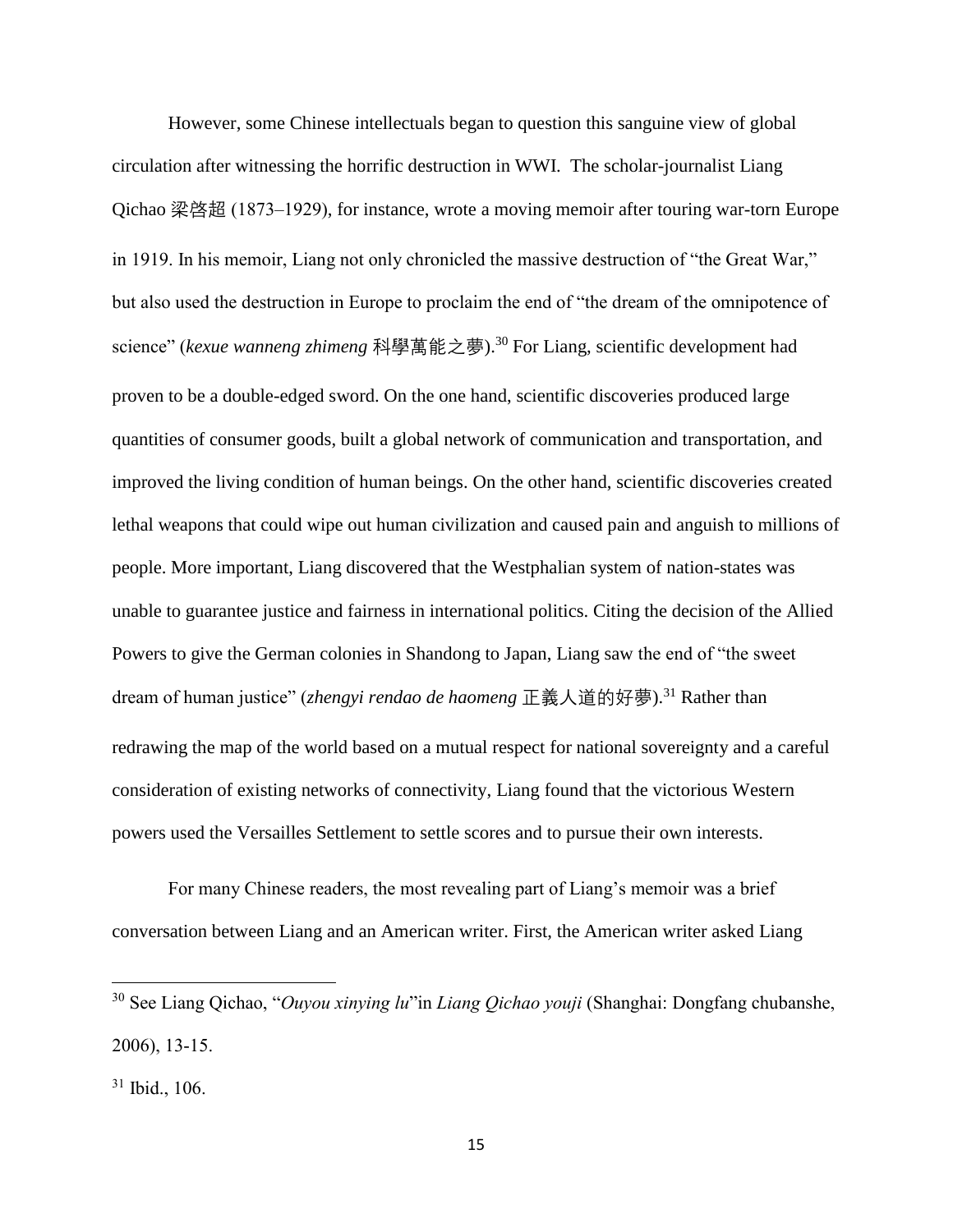However, some Chinese intellectuals began to question this sanguine view of global circulation after witnessing the horrific destruction in WWI. The scholar-journalist Liang Qichao 梁啓超 (1873–1929), for instance, wrote a moving memoir after touring war-torn Europe in 1919. In his memoir, Liang not only chronicled the massive destruction of "the Great War," but also used the destruction in Europe to proclaim the end of "the dream of the omnipotence of science" (*kexue wanneng zhimeng* 科學萬能之夢).[30] For Liang, scientific development had proven to be a double-edged sword. On the one hand, scientific discoveries produced large quantities of consumer goods, built a global network of communication and transportation, and improved the living condition of human beings. On the other hand, scientific discoveries created lethal weapons that could wipe out human civilization and caused pain and anguish to millions of people. More important, Liang discovered that the Westphalian system of nation-states was unable to guarantee justice and fairness in international politics. Citing the decision of the Allied Powers to give the German colonies in Shandong to Japan, Liang saw the end of "the sweet dream of human justice" (*zhengyi rendao de haomeng* 正義人道的好夢).[31] Rather than redrawing the map of the world based on a mutual respect for national sovereignty and a careful consideration of existing networks of connectivity, Liang found that the victorious Western powers used the Versailles Settlement to settle scores and to pursue their own interests.

For many Chinese readers, the most revealing part of Liang's memoir was a brief conversation between Liang and an American writer. First, the American writer asked Liang

---

[30] See Liang Qichao, "*Ouyou xinying lu*"in *Liang Qichao youji* (Shanghai: Dongfang chubanshe, 2006), 13-15.

[31] Ibid., 106.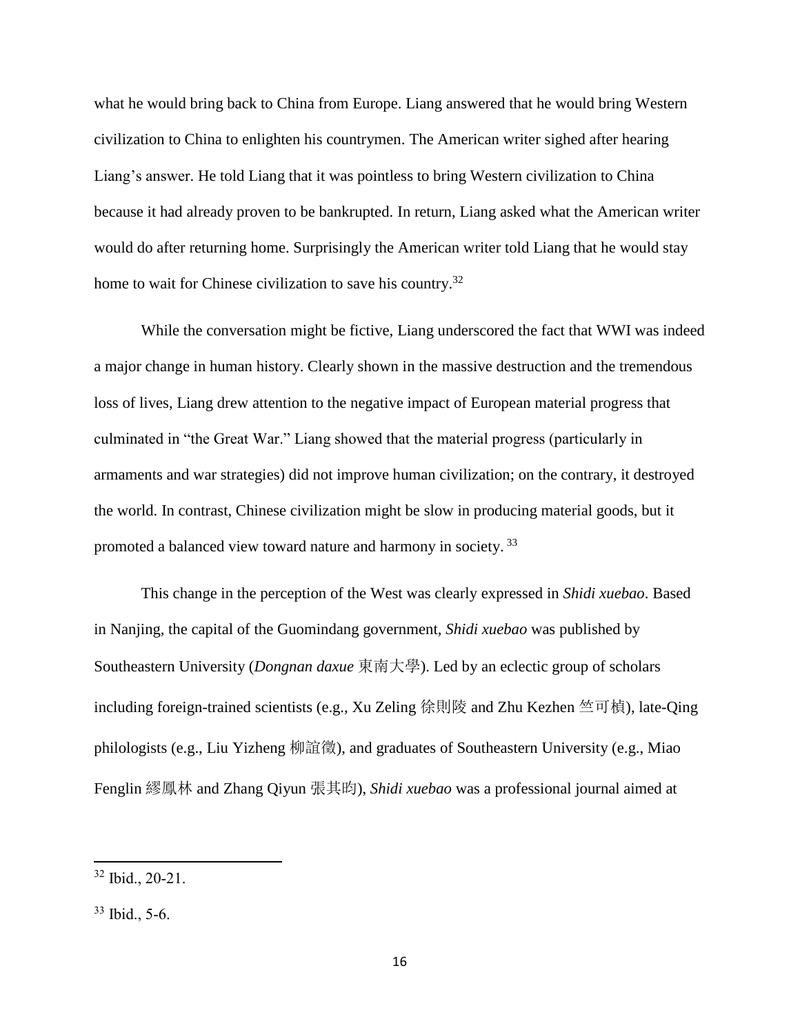what he would bring back to China from Europe. Liang answered that he would bring Western civilization to China to enlighten his countrymen. The American writer sighed after hearing Liang's answer. He told Liang that it was pointless to bring Western civilization to China because it had already proven to be bankrupted. In return, Liang asked what the American writer would do after returning home. Surprisingly the American writer told Liang that he would stay home to wait for Chinese civilization to save his country.[32]

While the conversation might be fictive, Liang underscored the fact that WWI was indeed a major change in human history. Clearly shown in the massive destruction and the tremendous loss of lives, Liang drew attention to the negative impact of European material progress that culminated in "the Great War." Liang showed that the material progress (particularly in armaments and war strategies) did not improve human civilization; on the contrary, it destroyed the world. In contrast, Chinese civilization might be slow in producing material goods, but it promoted a balanced view toward nature and harmony in society.[33]

This change in the perception of the West was clearly expressed in *Shidi xuebao*. Based in Nanjing, the capital of the Guomindang government, *Shidi xuebao* was published by Southeastern University (*Dongnan daxue* 東南大學). Led by an eclectic group of scholars including foreign-trained scientists (e.g., Xu Zeling 徐則陵 and Zhu Kezhen 竺可楨), late-Qing philologists (e.g., Liu Yizheng 柳詒徵), and graduates of Southeastern University (e.g., Miao Fenglin 繆鳳林 and Zhang Qiyun 張其昀), *Shidi xuebao* was a professional journal aimed at

---

[32] Ibid., 20-21.

[33] Ibid., 5-6.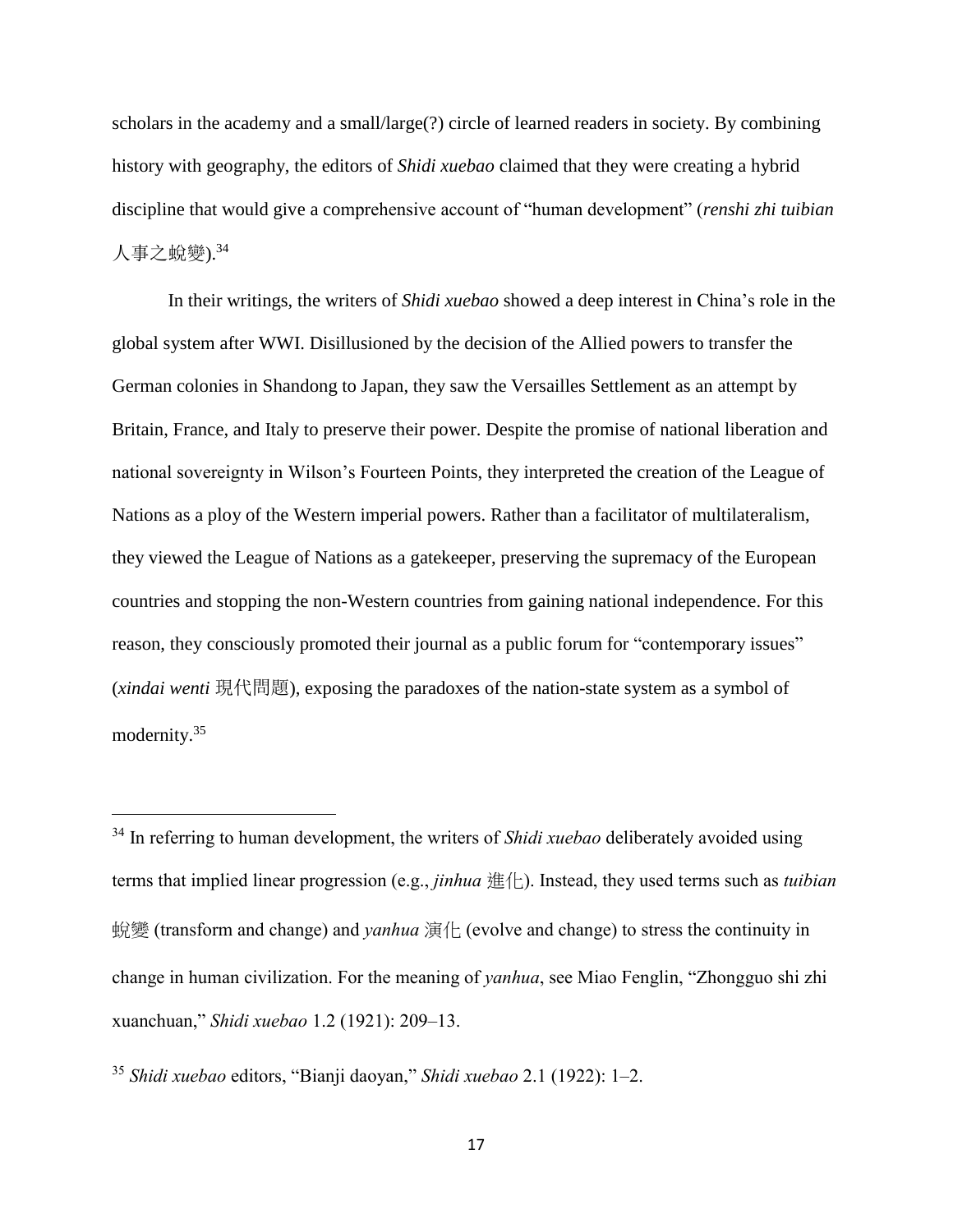scholars in the academy and a small/large(?) circle of learned readers in society. By combining history with geography, the editors of *Shidi xuebao* claimed that they were creating a hybrid discipline that would give a comprehensive account of "human development" (*renshi zhi tuibian* 人事之蛻變).[34]

In their writings, the writers of *Shidi xuebao* showed a deep interest in China's role in the global system after WWI. Disillusioned by the decision of the Allied powers to transfer the German colonies in Shandong to Japan, they saw the Versailles Settlement as an attempt by Britain, France, and Italy to preserve their power. Despite the promise of national liberation and national sovereignty in Wilson's Fourteen Points, they interpreted the creation of the League of Nations as a ploy of the Western imperial powers. Rather than a facilitator of multilateralism, they viewed the League of Nations as a gatekeeper, preserving the supremacy of the European countries and stopping the non-Western countries from gaining national independence. For this reason, they consciously promoted their journal as a public forum for "contemporary issues" (*xindai wenti* 現代問題), exposing the paradoxes of the nation-state system as a symbol of modernity.[35]

---

[34] In referring to human development, the writers of *Shidi xuebao* deliberately avoided using terms that implied linear progression (e.g., *jinhua* 進化). Instead, they used terms such as *tuibian* 蛻變 (transform and change) and *yanhua* 演化 (evolve and change) to stress the continuity in change in human civilization. For the meaning of *yanhua*, see Miao Fenglin, "Zhongguo shi zhi xuanchuan," *Shidi xuebao* 1.2 (1921): 209–13.

[35] *Shidi xuebao* editors, "Bianji daoyan," *Shidi xuebao* 2.1 (1922): 1–2.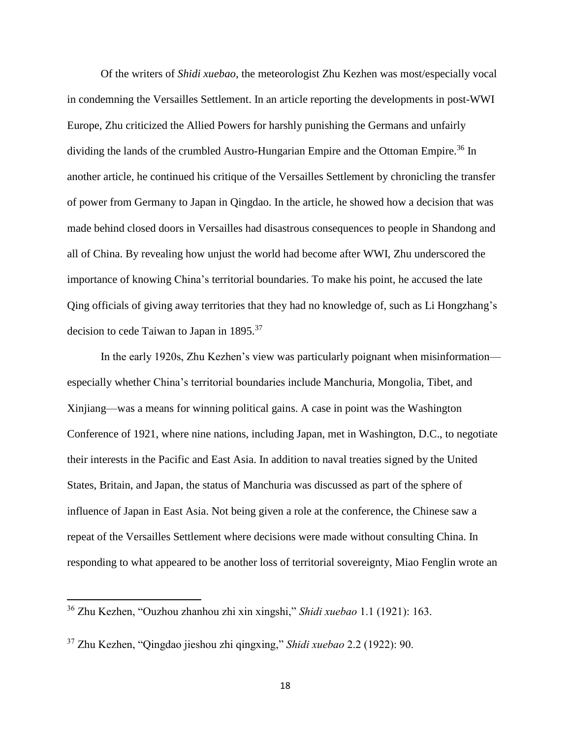Of the writers of *Shidi xuebao*, the meteorologist Zhu Kezhen was most/especially vocal in condemning the Versailles Settlement. In an article reporting the developments in post-WWI Europe, Zhu criticized the Allied Powers for harshly punishing the Germans and unfairly dividing the lands of the crumbled Austro-Hungarian Empire and the Ottoman Empire.[36] In another article, he continued his critique of the Versailles Settlement by chronicling the transfer of power from Germany to Japan in Qingdao. In the article, he showed how a decision that was made behind closed doors in Versailles had disastrous consequences to people in Shandong and all of China. By revealing how unjust the world had become after WWI, Zhu underscored the importance of knowing China's territorial boundaries. To make his point, he accused the late Qing officials of giving away territories that they had no knowledge of, such as Li Hongzhang's decision to cede Taiwan to Japan in 1895.[37]

In the early 1920s, Zhu Kezhen's view was particularly poignant when misinformation—especially whether China's territorial boundaries include Manchuria, Mongolia, Tibet, and Xinjiang—was a means for winning political gains. A case in point was the Washington Conference of 1921, where nine nations, including Japan, met in Washington, D.C., to negotiate their interests in the Pacific and East Asia. In addition to naval treaties signed by the United States, Britain, and Japan, the status of Manchuria was discussed as part of the sphere of influence of Japan in East Asia. Not being given a role at the conference, the Chinese saw a repeat of the Versailles Settlement where decisions were made without consulting China. In responding to what appeared to be another loss of territorial sovereignty, Miao Fenglin wrote an

---

[36] Zhu Kezhen, "Ouzhou zhanhou zhi xin xingshi," *Shidi xuebao* 1.1 (1921): 163.

[37] Zhu Kezhen, "Qingdao jieshou zhi qingxing," *Shidi xuebao* 2.2 (1922): 90.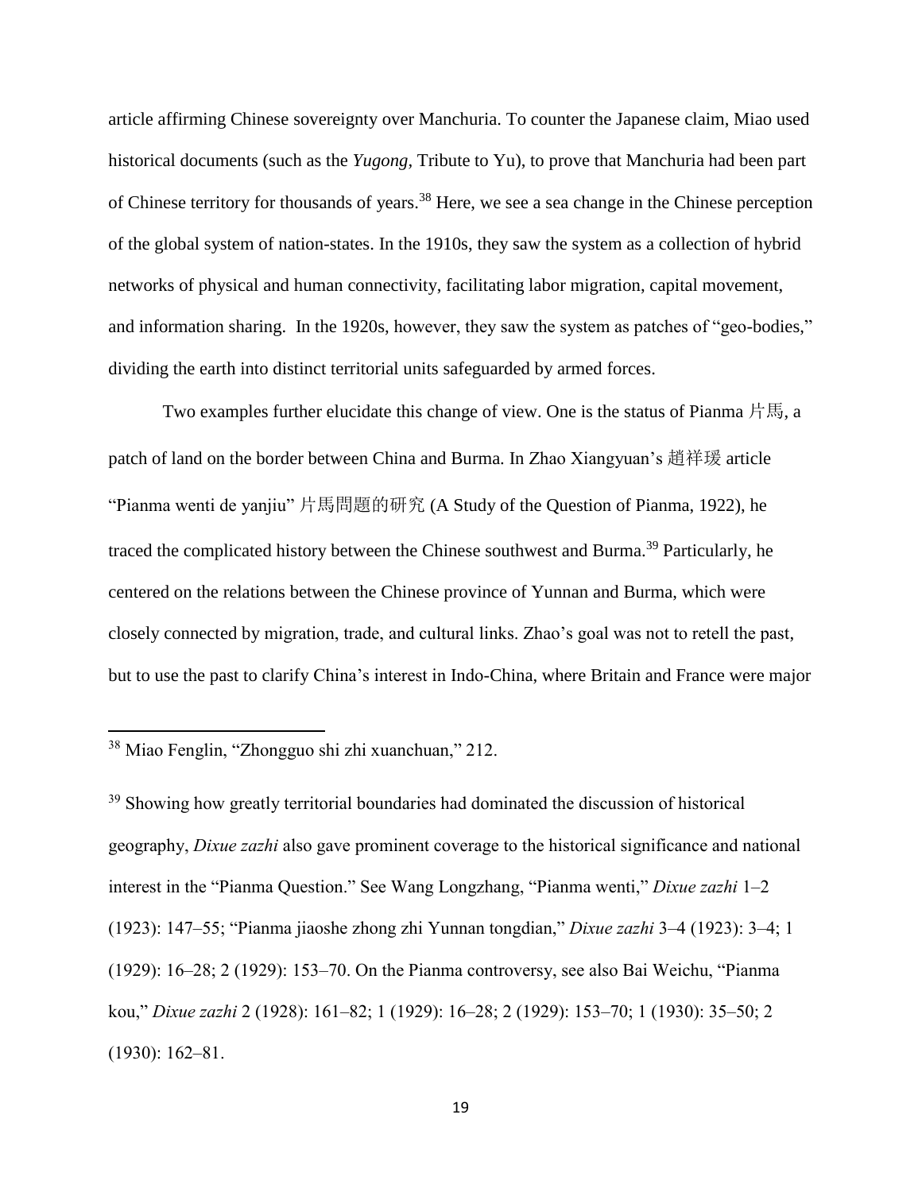article affirming Chinese sovereignty over Manchuria. To counter the Japanese claim, Miao used historical documents (such as the *Yugong,* Tribute to Yu), to prove that Manchuria had been part of Chinese territory for thousands of years.[38] Here, we see a sea change in the Chinese perception of the global system of nation-states. In the 1910s, they saw the system as a collection of hybrid networks of physical and human connectivity, facilitating labor migration, capital movement, and information sharing. In the 1920s, however, they saw the system as patches of "geo-bodies," dividing the earth into distinct territorial units safeguarded by armed forces.

Two examples further elucidate this change of view. One is the status of Pianma 片馬, a patch of land on the border between China and Burma. In Zhao Xiangyuan's 趙祥瑗 article "Pianma wenti de yanjiu" 片馬問題的研究 (A Study of the Question of Pianma, 1922), he traced the complicated history between the Chinese southwest and Burma.[39] Particularly, he centered on the relations between the Chinese province of Yunnan and Burma, which were closely connected by migration, trade, and cultural links. Zhao's goal was not to retell the past, but to use the past to clarify China's interest in Indo-China, where Britain and France were major

---

[38] Miao Fenglin, "Zhongguo shi zhi xuanchuan," 212.

[39] Showing how greatly territorial boundaries had dominated the discussion of historical geography, *Dixue zazhi* also gave prominent coverage to the historical significance and national interest in the "Pianma Question." See Wang Longzhang, "Pianma wenti," *Dixue zazhi* 1–2 (1923): 147–55; "Pianma jiaoshe zhong zhi Yunnan tongdian," *Dixue zazhi* 3–4 (1923): 3–4; 1 (1929): 16–28; 2 (1929): 153–70. On the Pianma controversy, see also Bai Weichu, "Pianma kou," *Dixue zazhi* 2 (1928): 161–82; 1 (1929): 16–28; 2 (1929): 153–70; 1 (1930): 35–50; 2 (1930): 162–81.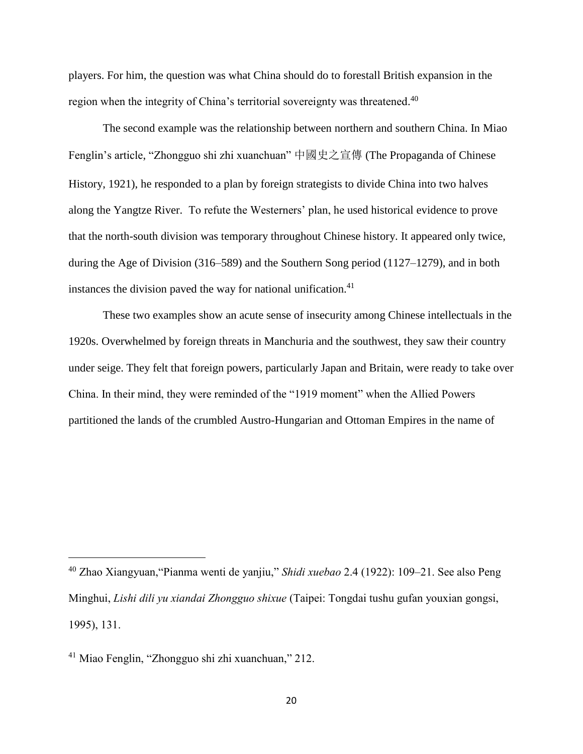players. For him, the question was what China should do to forestall British expansion in the region when the integrity of China's territorial sovereignty was threatened.[40]

The second example was the relationship between northern and southern China. In Miao Fenglin's article, "Zhongguo shi zhi xuanchuan" 中國史之宣傳 (The Propaganda of Chinese History, 1921), he responded to a plan by foreign strategists to divide China into two halves along the Yangtze River. To refute the Westerners' plan, he used historical evidence to prove that the north-south division was temporary throughout Chinese history. It appeared only twice, during the Age of Division (316–589) and the Southern Song period (1127–1279), and in both instances the division paved the way for national unification.[41]

These two examples show an acute sense of insecurity among Chinese intellectuals in the 1920s. Overwhelmed by foreign threats in Manchuria and the southwest, they saw their country under seige. They felt that foreign powers, particularly Japan and Britain, were ready to take over China. In their mind, they were reminded of the "1919 moment" when the Allied Powers partitioned the lands of the crumbled Austro-Hungarian and Ottoman Empires in the name of

---

[40] Zhao Xiangyuan,"Pianma wenti de yanjiu," *Shidi xuebao* 2.4 (1922): 109–21. See also Peng Minghui, *Lishi dili yu xiandai Zhongguo shixue* (Taipei: Tongdai tushu gufan youxian gongsi, 1995), 131.

[41] Miao Fenglin, "Zhongguo shi zhi xuanchuan," 212.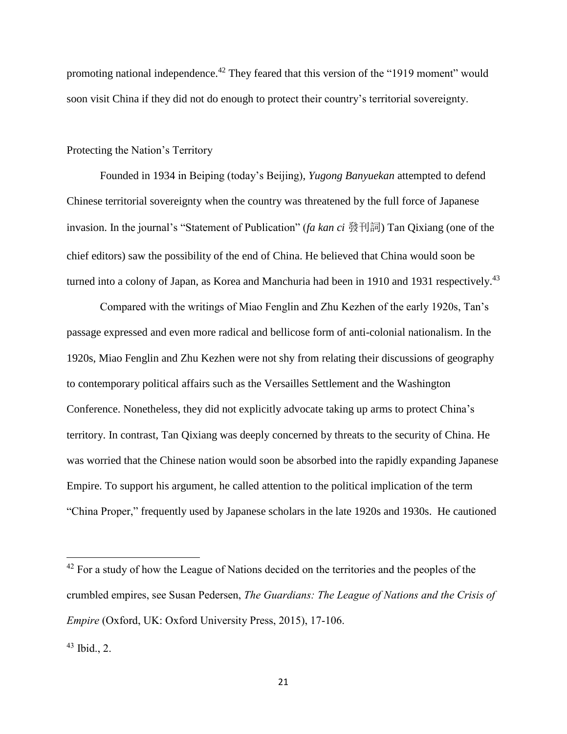promoting national independence.[42] They feared that this version of the "1919 moment" would soon visit China if they did not do enough to protect their country's territorial sovereignty.

## Protecting the Nation's Territory

Founded in 1934 in Beiping (today's Beijing), *Yugong Banyuekan* attempted to defend Chinese territorial sovereignty when the country was threatened by the full force of Japanese invasion. In the journal's "Statement of Publication" (*fa kan ci* 發刊詞) Tan Qixiang (one of the chief editors) saw the possibility of the end of China. He believed that China would soon be turned into a colony of Japan, as Korea and Manchuria had been in 1910 and 1931 respectively.[43]

Compared with the writings of Miao Fenglin and Zhu Kezhen of the early 1920s, Tan's passage expressed and even more radical and bellicose form of anti-colonial nationalism. In the 1920s, Miao Fenglin and Zhu Kezhen were not shy from relating their discussions of geography to contemporary political affairs such as the Versailles Settlement and the Washington Conference. Nonetheless, they did not explicitly advocate taking up arms to protect China's territory. In contrast, Tan Qixiang was deeply concerned by threats to the security of China. He was worried that the Chinese nation would soon be absorbed into the rapidly expanding Japanese Empire. To support his argument, he called attention to the political implication of the term "China Proper," frequently used by Japanese scholars in the late 1920s and 1930s. He cautioned

---

[42] For a study of how the League of Nations decided on the territories and the peoples of the crumbled empires, see Susan Pedersen, *The Guardians: The League of Nations and the Crisis of Empire* (Oxford, UK: Oxford University Press, 2015), 17-106.

[43] Ibid., 2.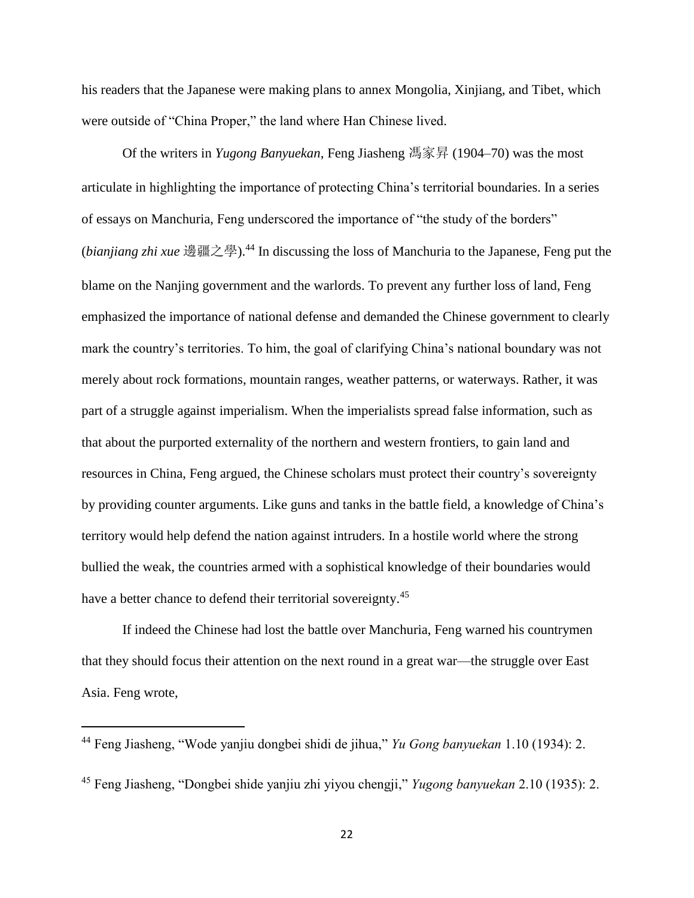his readers that the Japanese were making plans to annex Mongolia, Xinjiang, and Tibet, which were outside of "China Proper," the land where Han Chinese lived.

Of the writers in *Yugong Banyuekan*, Feng Jiasheng 馮家昇 (1904–70) was the most articulate in highlighting the importance of protecting China's territorial boundaries. In a series of essays on Manchuria, Feng underscored the importance of "the study of the borders" (*bianjiang zhi xue* 邊疆之學).[44] In discussing the loss of Manchuria to the Japanese, Feng put the blame on the Nanjing government and the warlords. To prevent any further loss of land, Feng emphasized the importance of national defense and demanded the Chinese government to clearly mark the country's territories. To him, the goal of clarifying China's national boundary was not merely about rock formations, mountain ranges, weather patterns, or waterways. Rather, it was part of a struggle against imperialism. When the imperialists spread false information, such as that about the purported externality of the northern and western frontiers, to gain land and resources in China, Feng argued, the Chinese scholars must protect their country's sovereignty by providing counter arguments. Like guns and tanks in the battle field, a knowledge of China's territory would help defend the nation against intruders. In a hostile world where the strong bullied the weak, the countries armed with a sophistical knowledge of their boundaries would have a better chance to defend their territorial sovereignty.[45]

If indeed the Chinese had lost the battle over Manchuria, Feng warned his countrymen that they should focus their attention on the next round in a great war—the struggle over East Asia. Feng wrote,

---

[44] Feng Jiasheng, "Wode yanjiu dongbei shidi de jihua," *Yu Gong banyuekan* 1.10 (1934): 2.

[45] Feng Jiasheng, "Dongbei shide yanjiu zhi yiyou chengji," *Yugong banyuekan* 2.10 (1935): 2.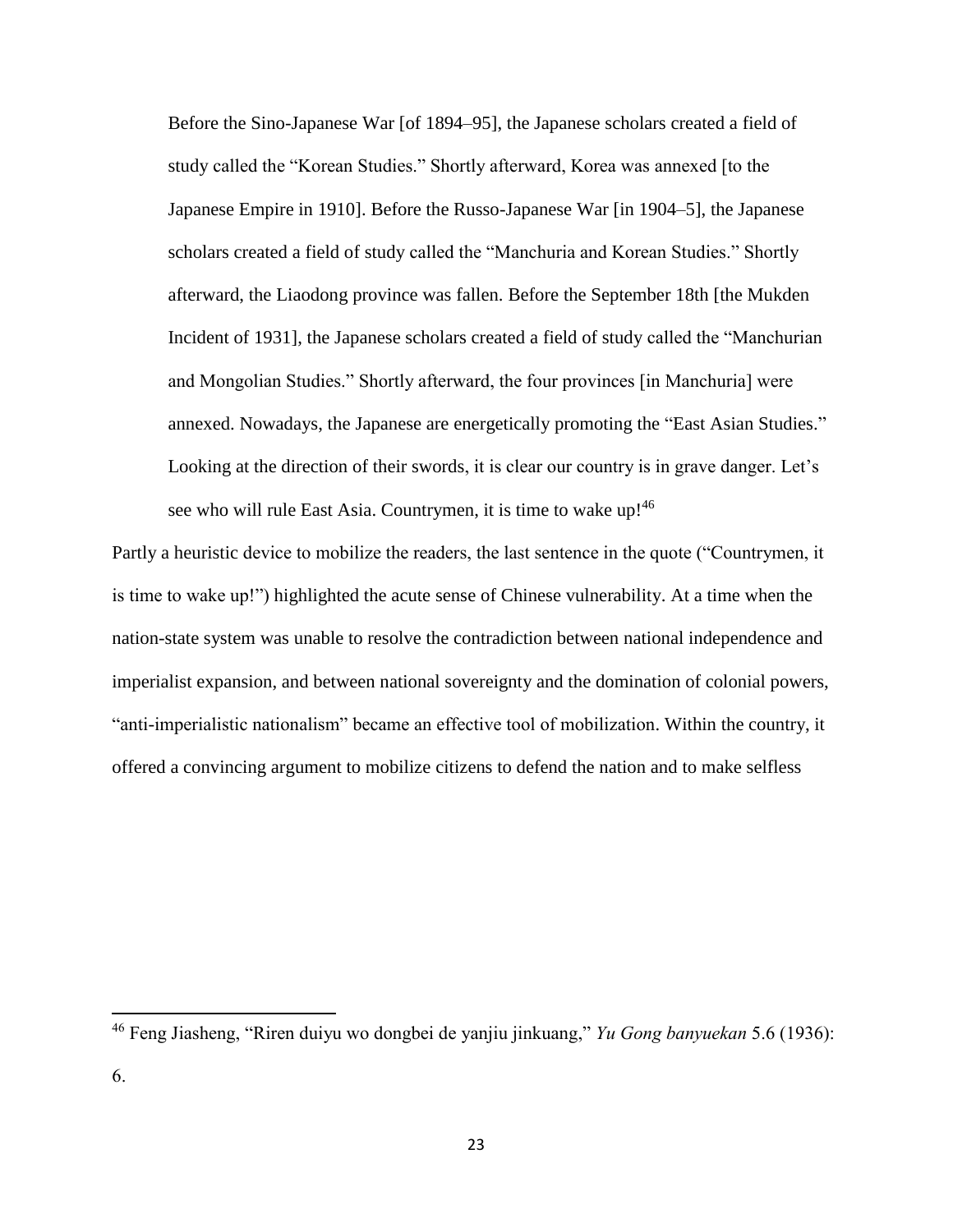> Before the Sino-Japanese War [of 1894–95], the Japanese scholars created a field of study called the "Korean Studies." Shortly afterward, Korea was annexed [to the Japanese Empire in 1910]. Before the Russo-Japanese War [in 1904–5], the Japanese scholars created a field of study called the "Manchuria and Korean Studies." Shortly afterward, the Liaodong province was fallen. Before the September 18th [the Mukden Incident of 1931], the Japanese scholars created a field of study called the "Manchurian and Mongolian Studies." Shortly afterward, the four provinces [in Manchuria] were annexed. Nowadays, the Japanese are energetically promoting the "East Asian Studies." Looking at the direction of their swords, it is clear our country is in grave danger. Let's see who will rule East Asia. Countrymen, it is time to wake up![46]

Partly a heuristic device to mobilize the readers, the last sentence in the quote ("Countrymen, it is time to wake up!") highlighted the acute sense of Chinese vulnerability. At a time when the nation-state system was unable to resolve the contradiction between national independence and imperialist expansion, and between national sovereignty and the domination of colonial powers, "anti-imperialistic nationalism" became an effective tool of mobilization. Within the country, it offered a convincing argument to mobilize citizens to defend the nation and to make selfless

---

[46] Feng Jiasheng, "Riren duiyu wo dongbei de yanjiu jinkuang," *Yu Gong banyuekan* 5.6 (1936): 6.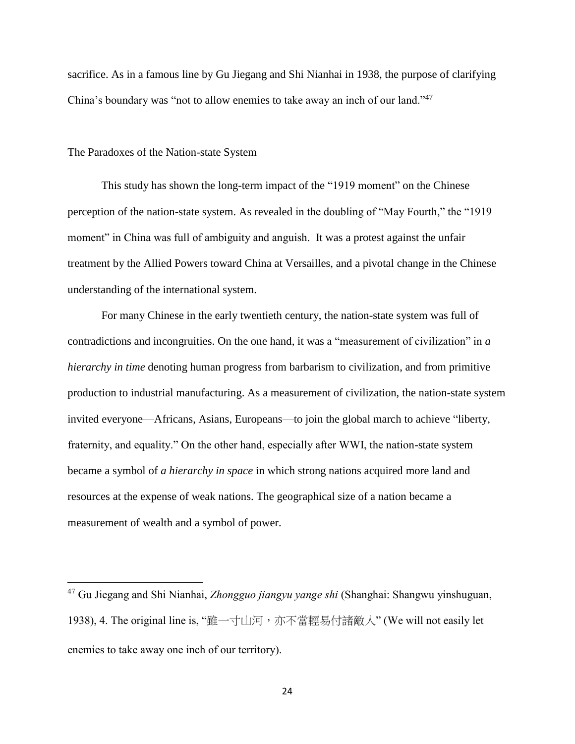sacrifice. As in a famous line by Gu Jiegang and Shi Nianhai in 1938, the purpose of clarifying China's boundary was "not to allow enemies to take away an inch of our land."[47]

## The Paradoxes of the Nation-state System

This study has shown the long-term impact of the "1919 moment" on the Chinese perception of the nation-state system. As revealed in the doubling of "May Fourth," the "1919 moment" in China was full of ambiguity and anguish. It was a protest against the unfair treatment by the Allied Powers toward China at Versailles, and a pivotal change in the Chinese understanding of the international system.

For many Chinese in the early twentieth century, the nation-state system was full of contradictions and incongruities. On the one hand, it was a "measurement of civilization" in *a hierarchy in time* denoting human progress from barbarism to civilization, and from primitive production to industrial manufacturing. As a measurement of civilization, the nation-state system invited everyone—Africans, Asians, Europeans—to join the global march to achieve "liberty, fraternity, and equality." On the other hand, especially after WWI, the nation-state system became a symbol of *a hierarchy in space* in which strong nations acquired more land and resources at the expense of weak nations. The geographical size of a nation became a measurement of wealth and a symbol of power.

---

[47] Gu Jiegang and Shi Nianhai, *Zhongguo jiangyu yange shi* (Shanghai: Shangwu yinshuguan, 1938), 4. The original line is, "雖一寸山河，亦不當輕易付諸敵人" (We will not easily let enemies to take away one inch of our territory).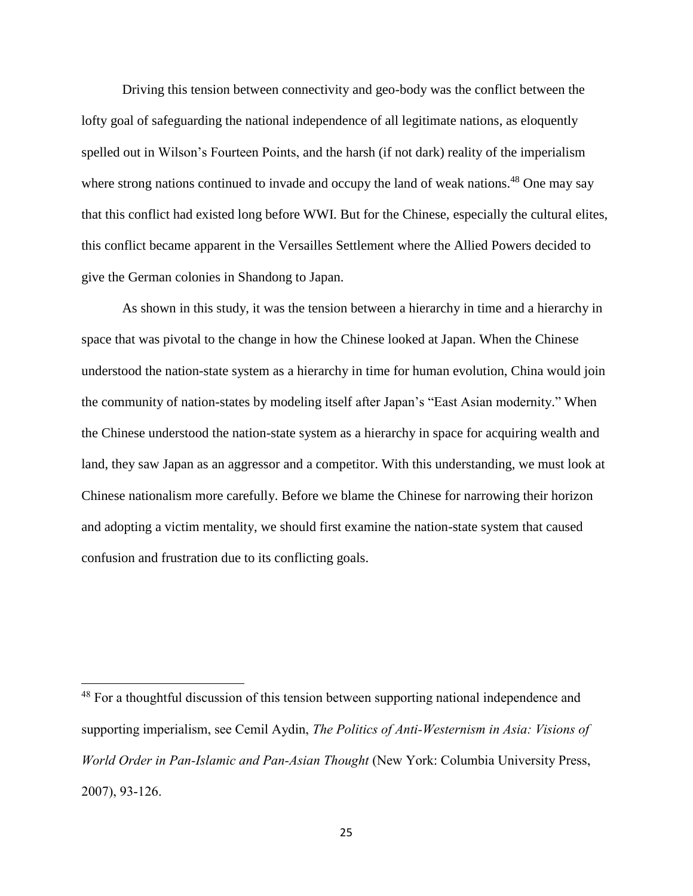Driving this tension between connectivity and geo-body was the conflict between the lofty goal of safeguarding the national independence of all legitimate nations, as eloquently spelled out in Wilson's Fourteen Points, and the harsh (if not dark) reality of the imperialism where strong nations continued to invade and occupy the land of weak nations.[48] One may say that this conflict had existed long before WWI. But for the Chinese, especially the cultural elites, this conflict became apparent in the Versailles Settlement where the Allied Powers decided to give the German colonies in Shandong to Japan.

As shown in this study, it was the tension between a hierarchy in time and a hierarchy in space that was pivotal to the change in how the Chinese looked at Japan. When the Chinese understood the nation-state system as a hierarchy in time for human evolution, China would join the community of nation-states by modeling itself after Japan's "East Asian modernity." When the Chinese understood the nation-state system as a hierarchy in space for acquiring wealth and land, they saw Japan as an aggressor and a competitor. With this understanding, we must look at Chinese nationalism more carefully. Before we blame the Chinese for narrowing their horizon and adopting a victim mentality, we should first examine the nation-state system that caused confusion and frustration due to its conflicting goals.

---

[48] For a thoughtful discussion of this tension between supporting national independence and supporting imperialism, see Cemil Aydin, *The Politics of Anti-Westernism in Asia: Visions of World Order in Pan-Islamic and Pan-Asian Thought* (New York: Columbia University Press, 2007), 93-126.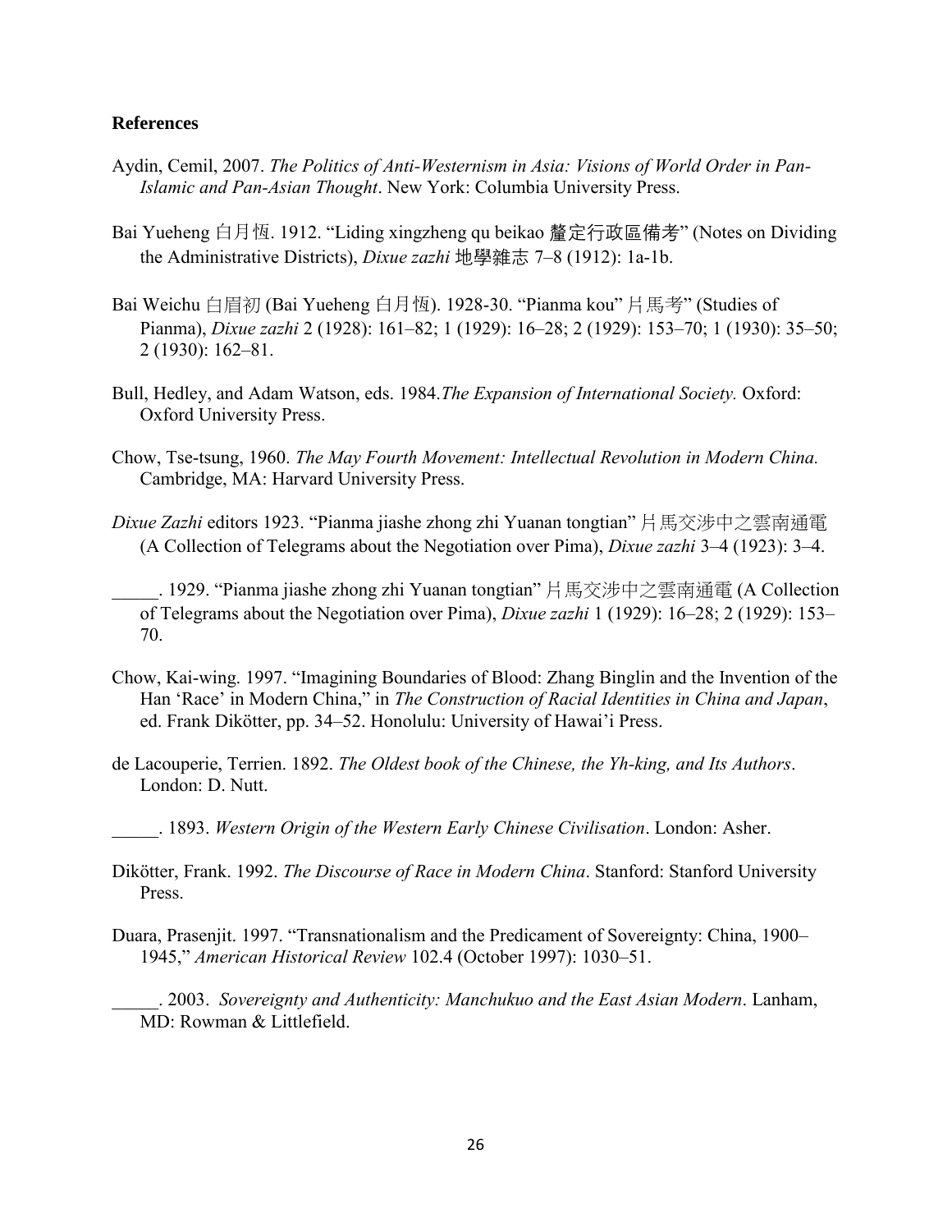**References**

Aydin, Cemil, 2007. *The Politics of Anti-Westernism in Asia: Visions of World Order in Pan-Islamic and Pan-Asian Thought*. New York: Columbia University Press.

Bai Yueheng 白月恆. 1912. "Liding xingzheng qu beikao 釐定行政區備考" (Notes on Dividing the Administrative Districts), *Dixue zazhi* 地學雜志 7–8 (1912): 1a-1b.

Bai Weichu 白眉初 (Bai Yueheng 白月恆). 1928-30. "Pianma kou" 片馬考" (Studies of Pianma), *Dixue zazhi* 2 (1928): 161–82; 1 (1929): 16–28; 2 (1929): 153–70; 1 (1930): 35–50; 2 (1930): 162–81.

Bull, Hedley, and Adam Watson, eds. 1984.*The Expansion of International Society.* Oxford: Oxford University Press.

Chow, Tse-tsung, 1960. *The May Fourth Movement: Intellectual Revolution in Modern China.* Cambridge, MA: Harvard University Press.

*Dixue Zazhi* editors 1923. "Pianma jiashe zhong zhi Yuanan tongtian" 片馬交涉中之雲南通電 (A Collection of Telegrams about the Negotiation over Pima), *Dixue zazhi* 3–4 (1923): 3–4.

_____. 1929. "Pianma jiashe zhong zhi Yuanan tongtian" 片馬交涉中之雲南通電 (A Collection of Telegrams about the Negotiation over Pima), *Dixue zazhi* 1 (1929): 16–28; 2 (1929): 153–70.

Chow, Kai-wing. 1997. "Imagining Boundaries of Blood: Zhang Binglin and the Invention of the Han 'Race' in Modern China," in *The Construction of Racial Identities in China and Japan*, ed. Frank Dikötter, pp. 34–52. Honolulu: University of Hawai'i Press.

de Lacouperie, Terrien. 1892. *The Oldest book of the Chinese, the Yh-king, and Its Authors*. London: D. Nutt.

_____. 1893. *Western Origin of the Western Early Chinese Civilisation*. London: Asher.

Dikötter, Frank. 1992. *The Discourse of Race in Modern China*. Stanford: Stanford University Press.

Duara, Prasenjit. 1997. "Transnationalism and the Predicament of Sovereignty: China, 1900–1945," *American Historical Review* 102.4 (October 1997): 1030–51.

_____. 2003. *Sovereignty and Authenticity: Manchukuo and the East Asian Modern*. Lanham, MD: Rowman & Littlefield.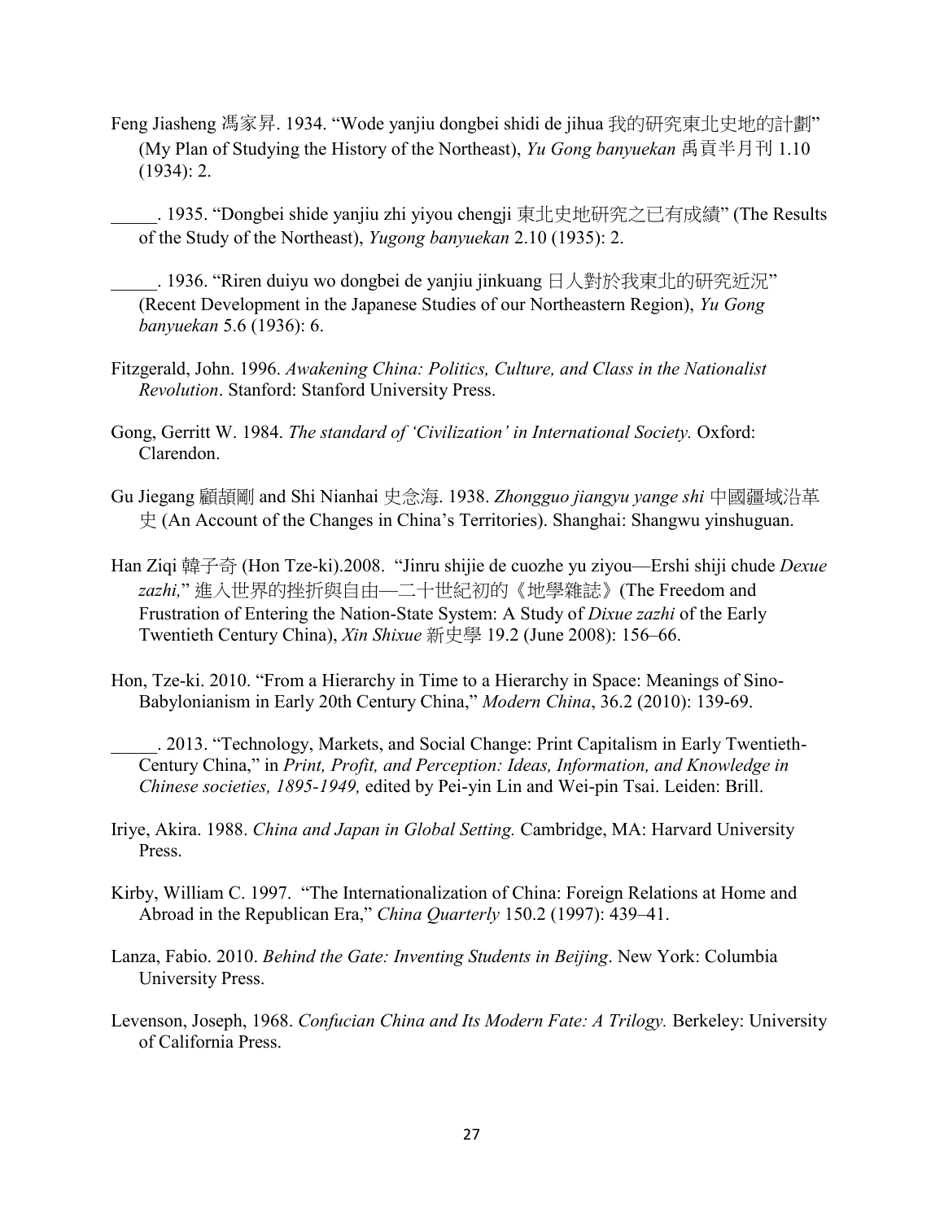Feng Jiasheng 馮家昇. 1934. "Wode yanjiu dongbei shidi de jihua 我的研究東北史地的計劃" (My Plan of Studying the History of the Northeast), *Yu Gong banyuekan* 禹貢半月刊 1.10 (1934): 2.

_____. 1935. "Dongbei shide yanjiu zhi yiyou chengji 東北史地研究之已有成績" (The Results of the Study of the Northeast), *Yugong banyuekan* 2.10 (1935): 2.

_____. 1936. "Riren duiyu wo dongbei de yanjiu jinkuang 日人對於我東北的研究近況" (Recent Development in the Japanese Studies of our Northeastern Region), *Yu Gong banyuekan* 5.6 (1936): 6.

Fitzgerald, John. 1996. *Awakening China: Politics, Culture, and Class in the Nationalist Revolution*. Stanford: Stanford University Press.

Gong, Gerritt W. 1984. *The standard of 'Civilization' in International Society.* Oxford: Clarendon.

Gu Jiegang 顧頡剛 and Shi Nianhai 史念海. 1938. *Zhongguo jiangyu yange shi* 中國疆域沿革史 (An Account of the Changes in China's Territories). Shanghai: Shangwu yinshuguan.

Han Ziqi 韓子奇 (Hon Tze-ki).2008. "Jinru shijie de cuozhe yu ziyou—Ershi shiji chude *Dexue zazhi,*" 進入世界的挫折與自由—二十世紀初的《地學雜誌》(The Freedom and Frustration of Entering the Nation-State System: A Study of *Dixue zazhi* of the Early Twentieth Century China), *Xin Shixue* 新史學 19.2 (June 2008): 156–66.

Hon, Tze-ki. 2010. "From a Hierarchy in Time to a Hierarchy in Space: Meanings of Sino-Babylonianism in Early 20th Century China," *Modern China*, 36.2 (2010): 139-69.

_____. 2013. "Technology, Markets, and Social Change: Print Capitalism in Early Twentieth-Century China," in *Print, Profit, and Perception: Ideas, Information, and Knowledge in Chinese societies, 1895-1949,* edited by Pei-yin Lin and Wei-pin Tsai. Leiden: Brill.

Iriye, Akira. 1988. *China and Japan in Global Setting.* Cambridge, MA: Harvard University Press.

Kirby, William C. 1997. "The Internationalization of China: Foreign Relations at Home and Abroad in the Republican Era," *China Quarterly* 150.2 (1997): 439–41.

Lanza, Fabio. 2010. *Behind the Gate: Inventing Students in Beijing*. New York: Columbia University Press.

Levenson, Joseph, 1968. *Confucian China and Its Modern Fate: A Trilogy.* Berkeley: University of California Press.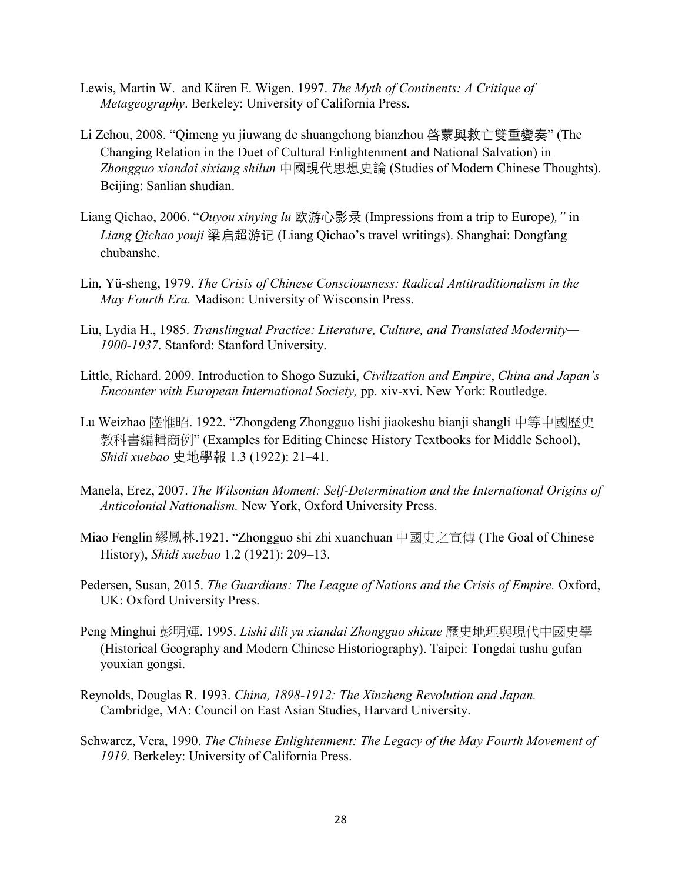Lewis, Martin W. and Kären E. Wigen. 1997. *The Myth of Continents: A Critique of Metageography*. Berkeley: University of California Press.

Li Zehou, 2008. "Qimeng yu jiuwang de shuangchong bianzhou 啓蒙與救亡雙重變奏" (The Changing Relation in the Duet of Cultural Enlightenment and National Salvation) in *Zhongguo xiandai sixiang shilun* 中國現代思想史論 (Studies of Modern Chinese Thoughts). Beijing: Sanlian shudian.

Liang Qichao, 2006. "*Ouyou xinying lu* 欧游心影录 (Impressions from a trip to Europe)*,"* in *Liang Qichao youji* 梁启超游记 (Liang Qichao's travel writings). Shanghai: Dongfang chubanshe.

Lin, Yü-sheng, 1979. *The Crisis of Chinese Consciousness: Radical Antitraditionalism in the May Fourth Era.* Madison: University of Wisconsin Press.

Liu, Lydia H., 1985. *Translingual Practice: Literature, Culture, and Translated Modernity—1900-1937*. Stanford: Stanford University.

Little, Richard. 2009. Introduction to Shogo Suzuki, *Civilization and Empire*, *China and Japan's Encounter with European International Society,* pp. xiv-xvi. New York: Routledge.

Lu Weizhao 陸惟昭. 1922. "Zhongdeng Zhongguo lishi jiaokeshu bianji shangli 中等中國歷史教科書編輯商例" (Examples for Editing Chinese History Textbooks for Middle School), *Shidi xuebao* 史地學報 1.3 (1922): 21–41.

Manela, Erez, 2007. *The Wilsonian Moment: Self-Determination and the International Origins of Anticolonial Nationalism.* New York, Oxford University Press.

Miao Fenglin 繆鳳林.1921. "Zhongguo shi zhi xuanchuan 中國史之宣傳 (The Goal of Chinese History), *Shidi xuebao* 1.2 (1921): 209–13.

Pedersen, Susan, 2015. *The Guardians: The League of Nations and the Crisis of Empire.* Oxford, UK: Oxford University Press.

Peng Minghui 彭明輝. 1995. *Lishi dili yu xiandai Zhongguo shixue* 歷史地理與現代中國史學 (Historical Geography and Modern Chinese Historiography). Taipei: Tongdai tushu gufan youxian gongsi.

Reynolds, Douglas R. 1993. *China, 1898-1912: The Xinzheng Revolution and Japan.* Cambridge, MA: Council on East Asian Studies, Harvard University.

Schwarcz, Vera, 1990. *The Chinese Enlightenment: The Legacy of the May Fourth Movement of 1919.* Berkeley: University of California Press.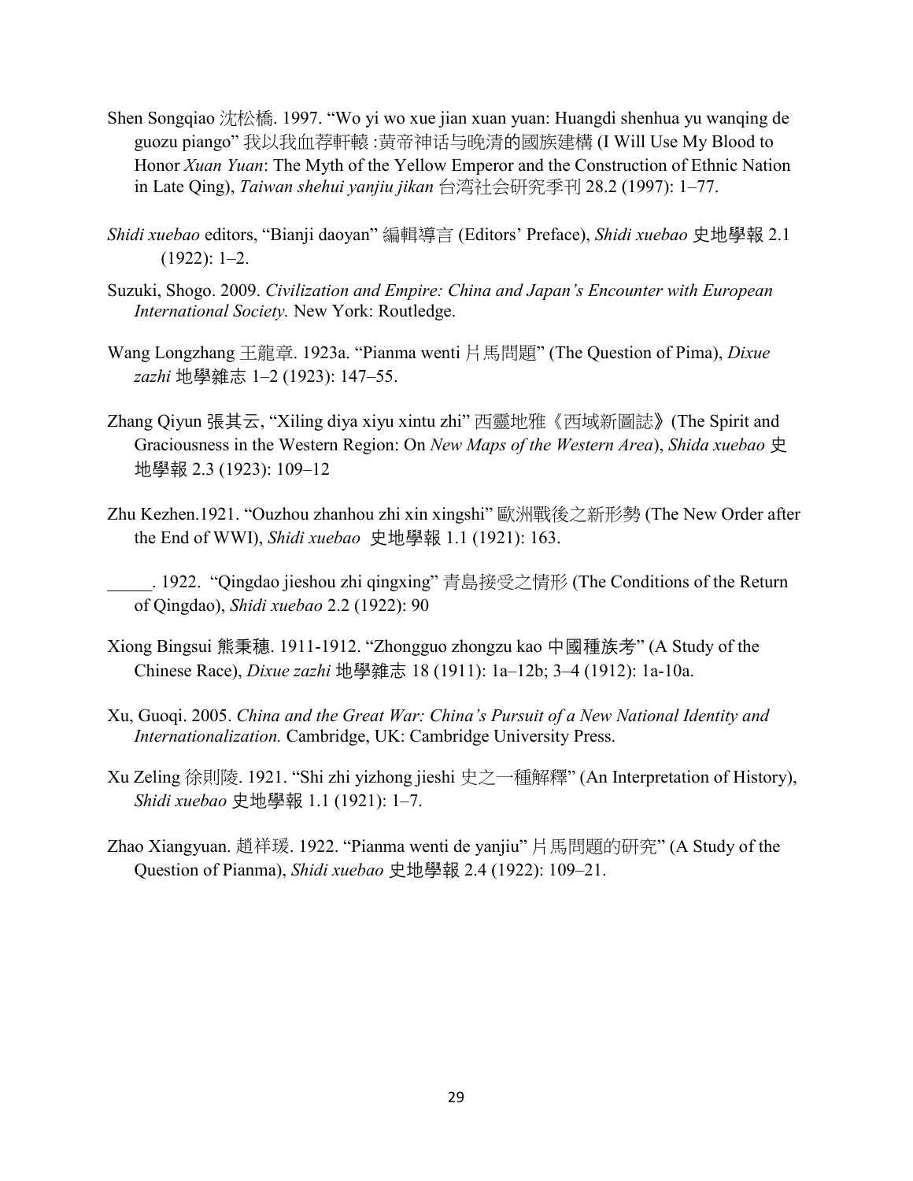Shen Songqiao 沈松橋. 1997. "Wo yi wo xue jian xuan yuan: Huangdi shenhua yu wanqing de guozu piango" 我以我血荐軒轅 :黄帝神话与晚清的國族建構 (I Will Use My Blood to Honor *Xuan Yuan*: The Myth of the Yellow Emperor and the Construction of Ethnic Nation in Late Qing), *Taiwan shehui yanjiu jikan* 台湾社会研究季刊 28.2 (1997): 1–77.

*Shidi xuebao* editors, "Bianji daoyan" 編輯導言 (Editors' Preface), *Shidi xuebao* 史地學報 2.1 (1922): 1–2.

Suzuki, Shogo. 2009. *Civilization and Empire: China and Japan's Encounter with European International Society.* New York: Routledge.

Wang Longzhang 王龍章. 1923a. "Pianma wenti 片馬問題" (The Question of Pima), *Dixue zazhi* 地學雜志 1–2 (1923): 147–55.

Zhang Qiyun 張其云, "Xiling diya xiyu xintu zhi" 西靈地雅《西域新圖誌》(The Spirit and Graciousness in the Western Region: On *New Maps of the Western Area*), *Shida xuebao* 史地學報 2.3 (1923): 109–12

Zhu Kezhen.1921. "Ouzhou zhanhou zhi xin xingshi" 歐洲戰後之新形勢 (The New Order after the End of WWI), *Shidi xuebao* 史地學報 1.1 (1921): 163.

_____. 1922. "Qingdao jieshou zhi qingxing" 青島接受之情形 (The Conditions of the Return of Qingdao), *Shidi xuebao* 2.2 (1922): 90

Xiong Bingsui 熊秉穗. 1911-1912. "Zhongguo zhongzu kao 中國種族考" (A Study of the Chinese Race), *Dixue zazhi* 地學雜志 18 (1911): 1a–12b; 3–4 (1912): 1a-10a.

Xu, Guoqi. 2005. *China and the Great War: China's Pursuit of a New National Identity and Internationalization.* Cambridge, UK: Cambridge University Press.

Xu Zeling 徐則陵. 1921. "Shi zhi yizhong jieshi 史之一種解釋" (An Interpretation of History), *Shidi xuebao* 史地學報 1.1 (1921): 1–7.

Zhao Xiangyuan. 趙祥瑗. 1922. "Pianma wenti de yanjiu" 片馬問題的研究" (A Study of the Question of Pianma), *Shidi xuebao* 史地學報 2.4 (1922): 109–21.